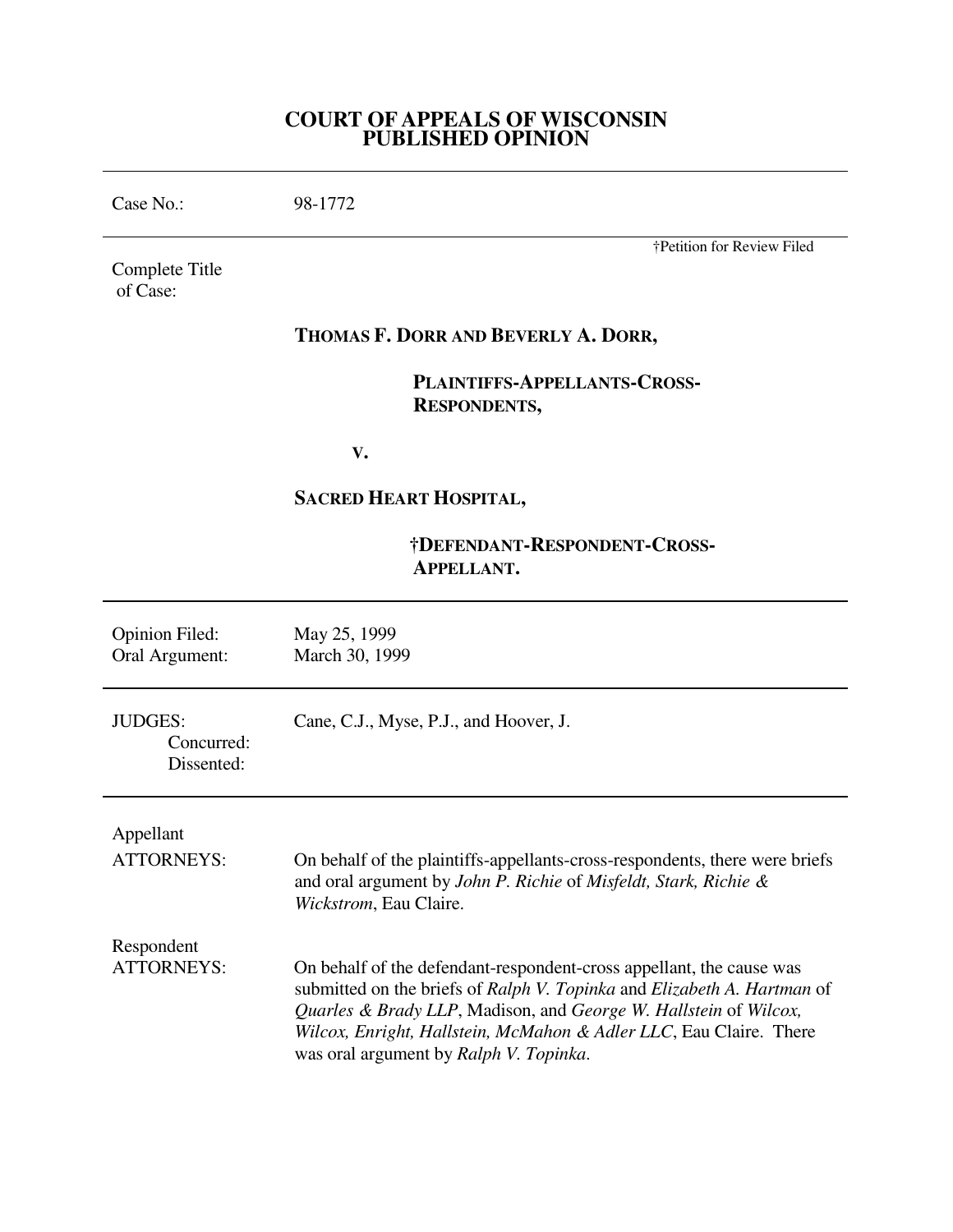# COURT OF APPEALS OF WISCONSIN
# PUBLISHED OPINION

| | |
|---|---|
| Case No.: | 98-1772 |

†Petition for Review Filed

Complete Title of Case:

**THOMAS F. DORR AND BEVERLY A. DORR,**

**PLAINTIFFS-APPELLANTS-CROSS-RESPONDENTS,**

**V.**

**SACRED HEART HOSPITAL,**

**†DEFENDANT-RESPONDENT-CROSS-APPELLANT.**

| | |
|---|---|
| Opinion Filed: | May 25, 1999 |
| Oral Argument: | March 30, 1999 |

| | |
|---|---|
| JUDGES: | Cane, C.J., Myse, P.J., and Hoover, J. |
| Concurred: | |
| Dissented: | |

| | |
|---|---|
| Appellant ATTORNEYS: | On behalf of the plaintiffs-appellants-cross-respondents, there were briefs and oral argument by *John P. Richie* of *Misfeldt, Stark, Richie & Wickstrom*, Eau Claire. |
| Respondent ATTORNEYS: | On behalf of the defendant-respondent-cross appellant, the cause was submitted on the briefs of *Ralph V. Topinka* and *Elizabeth A. Hartman* of *Quarles & Brady LLP*, Madison, and *George W. Hallstein* of *Wilcox, Wilcox, Enright, Hallstein, McMahon & Adler LLC*, Eau Claire. There was oral argument by *Ralph V. Topinka*. |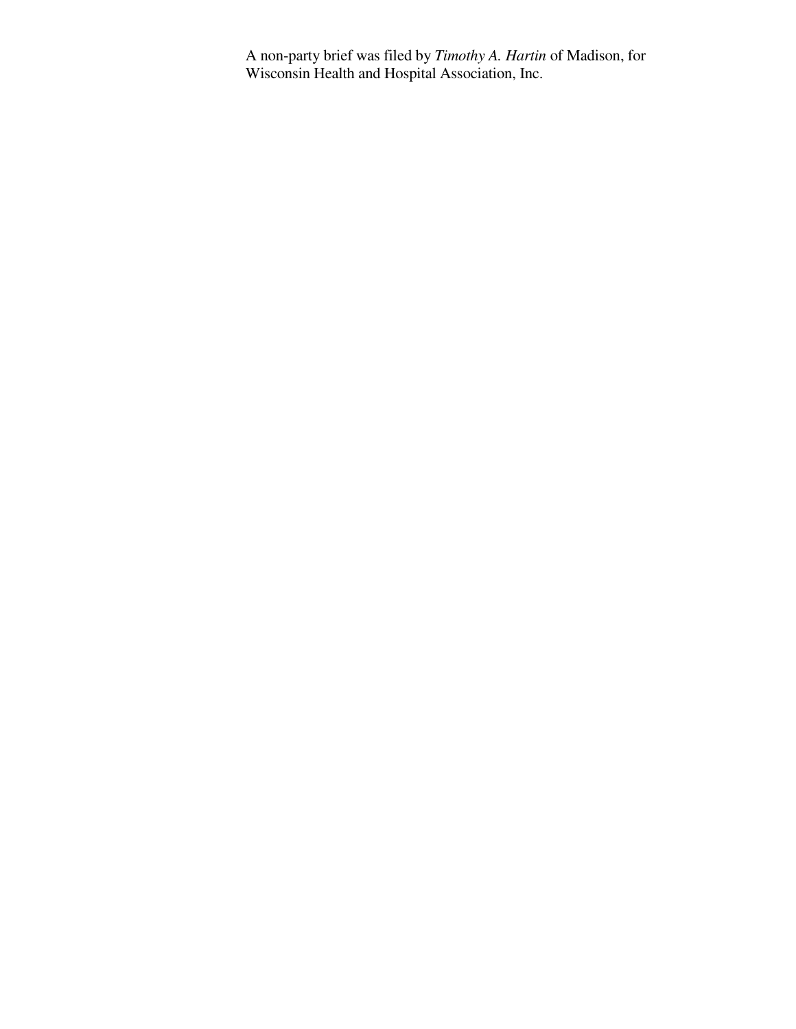A non-party brief was filed by *Timothy A. Hartin* of Madison, for Wisconsin Health and Hospital Association, Inc.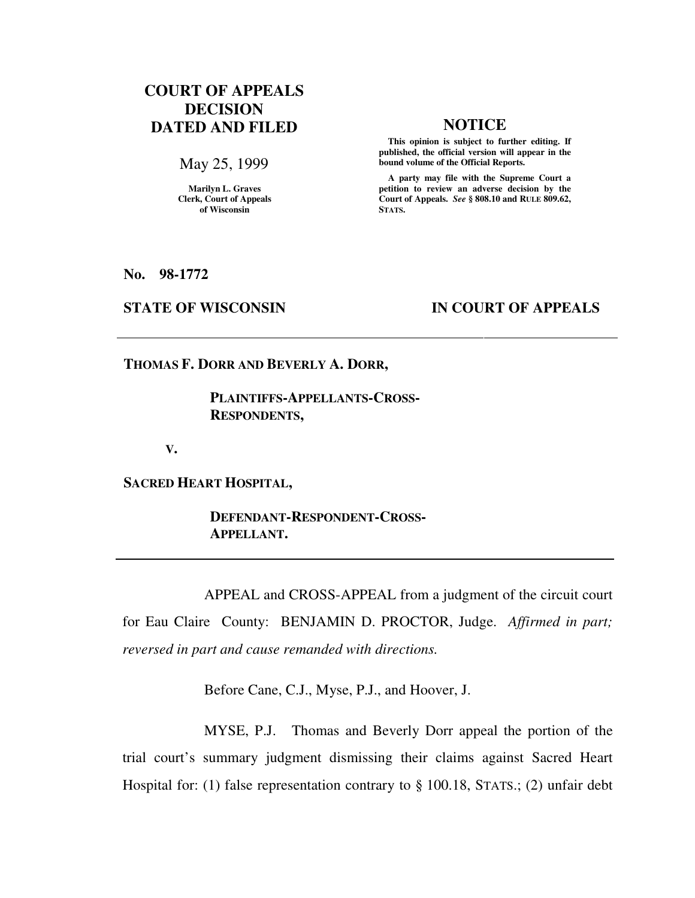# COURT OF APPEALS DECISION DATED AND FILED

May 25, 1999

Marilyn L. Graves
Clerk, Court of Appeals
of Wisconsin

## NOTICE

**This opinion is subject to further editing. If published, the official version will appear in the bound volume of the Official Reports.**

**A party may file with the Supreme Court a petition to review an adverse decision by the Court of Appeals. *See* § 808.10 and RULE 809.62, STATS.**

**No. 98-1772**

**STATE OF WISCONSIN — IN COURT OF APPEALS**

---

**THOMAS F. DORR AND BEVERLY A. DORR,**

**PLAINTIFFS-APPELLANTS-CROSS-RESPONDENTS,**

**V.**

**SACRED HEART HOSPITAL,**

**DEFENDANT-RESPONDENT-CROSS-APPELLANT.**

---

APPEAL and CROSS-APPEAL from a judgment of the circuit court for Eau Claire County: BENJAMIN D. PROCTOR, Judge. *Affirmed in part; reversed in part and cause remanded with directions.*

Before Cane, C.J., Myse, P.J., and Hoover, J.

MYSE, P.J. Thomas and Beverly Dorr appeal the portion of the trial court's summary judgment dismissing their claims against Sacred Heart Hospital for: (1) false representation contrary to § 100.18, STATS.; (2) unfair debt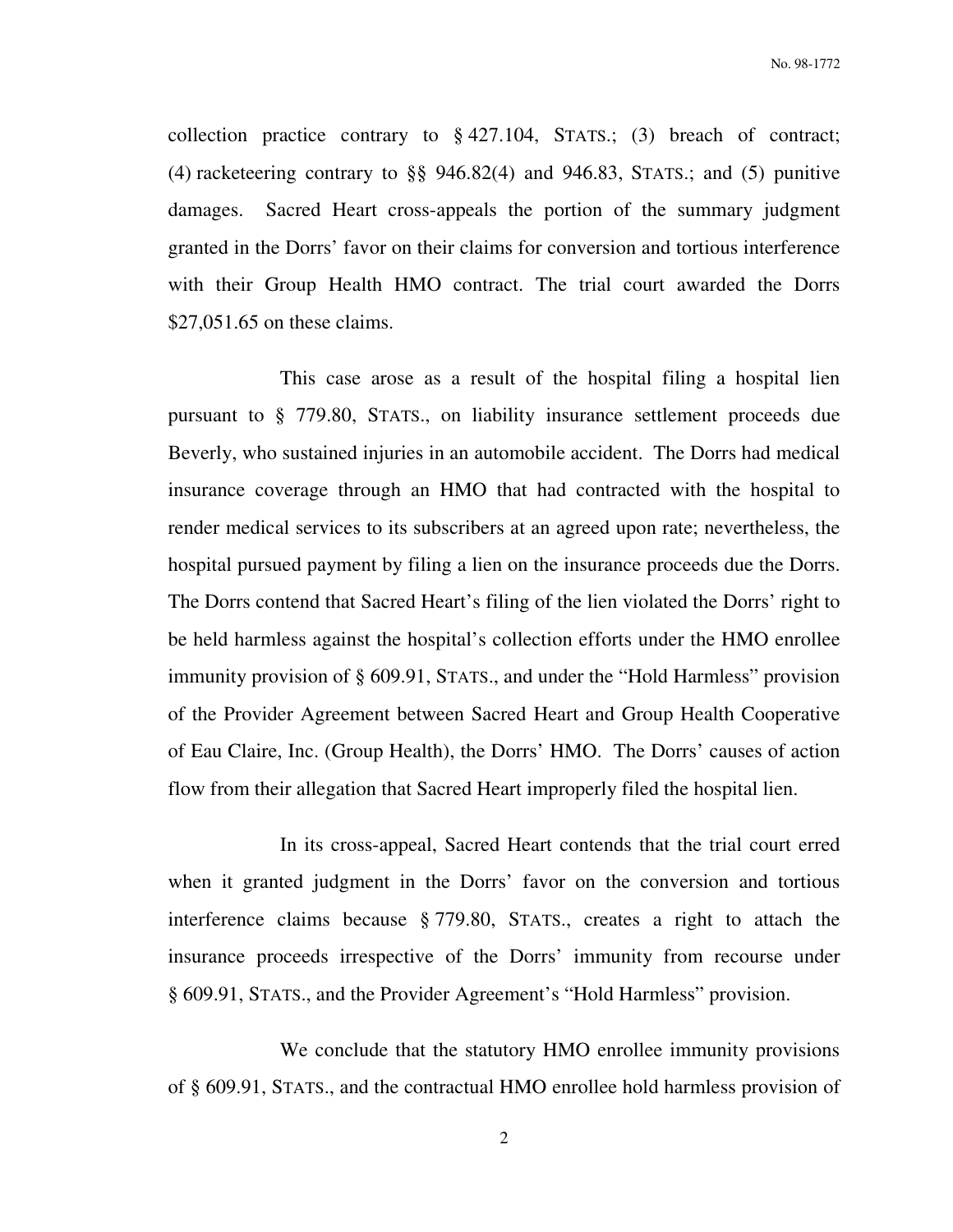collection practice contrary to § 427.104, STATS.; (3) breach of contract; (4) racketeering contrary to §§ 946.82(4) and 946.83, STATS.; and (5) punitive damages. Sacred Heart cross-appeals the portion of the summary judgment granted in the Dorrs' favor on their claims for conversion and tortious interference with their Group Health HMO contract. The trial court awarded the Dorrs $27,051.65 on these claims.

This case arose as a result of the hospital filing a hospital lien pursuant to § 779.80, STATS., on liability insurance settlement proceeds due Beverly, who sustained injuries in an automobile accident. The Dorrs had medical insurance coverage through an HMO that had contracted with the hospital to render medical services to its subscribers at an agreed upon rate; nevertheless, the hospital pursued payment by filing a lien on the insurance proceeds due the Dorrs. The Dorrs contend that Sacred Heart's filing of the lien violated the Dorrs' right to be held harmless against the hospital's collection efforts under the HMO enrollee immunity provision of § 609.91, STATS., and under the "Hold Harmless" provision of the Provider Agreement between Sacred Heart and Group Health Cooperative of Eau Claire, Inc. (Group Health), the Dorrs' HMO. The Dorrs' causes of action flow from their allegation that Sacred Heart improperly filed the hospital lien.

In its cross-appeal, Sacred Heart contends that the trial court erred when it granted judgment in the Dorrs' favor on the conversion and tortious interference claims because § 779.80, STATS., creates a right to attach the insurance proceeds irrespective of the Dorrs' immunity from recourse under § 609.91, STATS., and the Provider Agreement's "Hold Harmless" provision.

We conclude that the statutory HMO enrollee immunity provisions of § 609.91, STATS., and the contractual HMO enrollee hold harmless provision of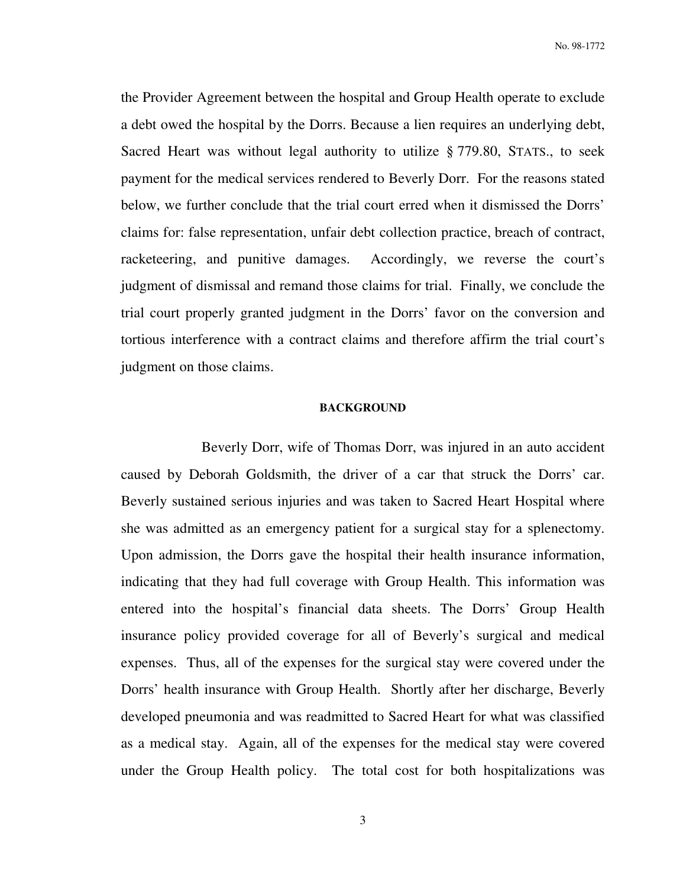the Provider Agreement between the hospital and Group Health operate to exclude a debt owed the hospital by the Dorrs. Because a lien requires an underlying debt, Sacred Heart was without legal authority to utilize § 779.80, STATS., to seek payment for the medical services rendered to Beverly Dorr. For the reasons stated below, we further conclude that the trial court erred when it dismissed the Dorrs' claims for: false representation, unfair debt collection practice, breach of contract, racketeering, and punitive damages. Accordingly, we reverse the court's judgment of dismissal and remand those claims for trial. Finally, we conclude the trial court properly granted judgment in the Dorrs' favor on the conversion and tortious interference with a contract claims and therefore affirm the trial court's judgment on those claims.

**BACKGROUND**

Beverly Dorr, wife of Thomas Dorr, was injured in an auto accident caused by Deborah Goldsmith, the driver of a car that struck the Dorrs' car. Beverly sustained serious injuries and was taken to Sacred Heart Hospital where she was admitted as an emergency patient for a surgical stay for a splenectomy. Upon admission, the Dorrs gave the hospital their health insurance information, indicating that they had full coverage with Group Health. This information was entered into the hospital's financial data sheets. The Dorrs' Group Health insurance policy provided coverage for all of Beverly's surgical and medical expenses. Thus, all of the expenses for the surgical stay were covered under the Dorrs' health insurance with Group Health. Shortly after her discharge, Beverly developed pneumonia and was readmitted to Sacred Heart for what was classified as a medical stay. Again, all of the expenses for the medical stay were covered under the Group Health policy. The total cost for both hospitalizations was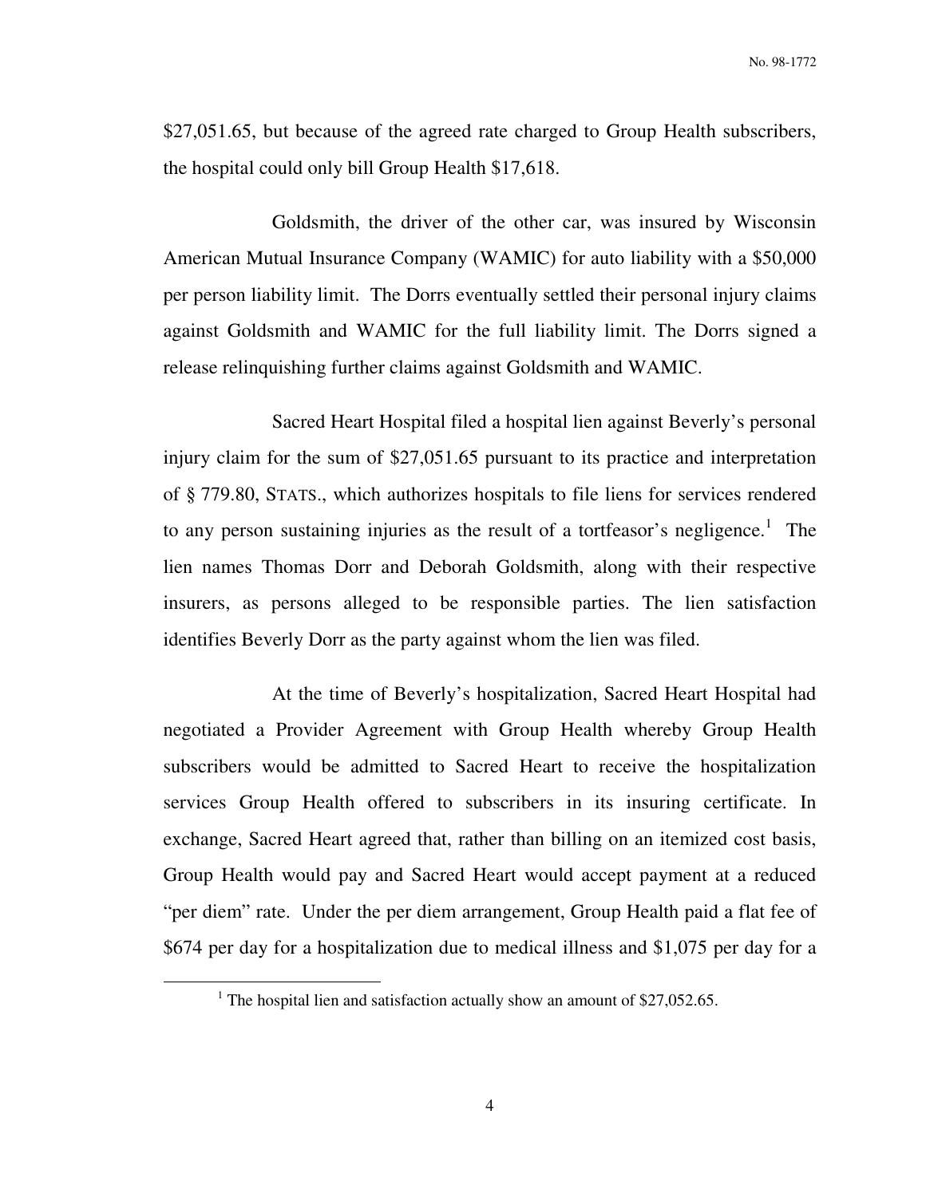$27,051.65, but because of the agreed rate charged to Group Health subscribers, the hospital could only bill Group Health $17,618.

Goldsmith, the driver of the other car, was insured by Wisconsin American Mutual Insurance Company (WAMIC) for auto liability with a $50,000 per person liability limit. The Dorrs eventually settled their personal injury claims against Goldsmith and WAMIC for the full liability limit. The Dorrs signed a release relinquishing further claims against Goldsmith and WAMIC.

Sacred Heart Hospital filed a hospital lien against Beverly's personal injury claim for the sum of $27,051.65 pursuant to its practice and interpretation of § 779.80, STATS., which authorizes hospitals to file liens for services rendered to any person sustaining injuries as the result of a tortfeasor's negligence.[1] The lien names Thomas Dorr and Deborah Goldsmith, along with their respective insurers, as persons alleged to be responsible parties. The lien satisfaction identifies Beverly Dorr as the party against whom the lien was filed.

At the time of Beverly's hospitalization, Sacred Heart Hospital had negotiated a Provider Agreement with Group Health whereby Group Health subscribers would be admitted to Sacred Heart to receive the hospitalization services Group Health offered to subscribers in its insuring certificate. In exchange, Sacred Heart agreed that, rather than billing on an itemized cost basis, Group Health would pay and Sacred Heart would accept payment at a reduced "per diem" rate. Under the per diem arrangement, Group Health paid a flat fee of $674 per day for a hospitalization due to medical illness and $1,075 per day for a

[1] The hospital lien and satisfaction actually show an amount of $27,052.65.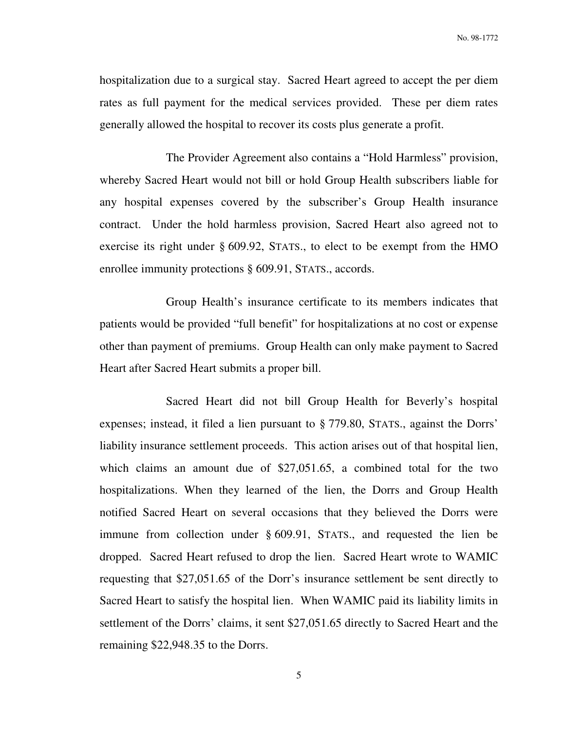hospitalization due to a surgical stay. Sacred Heart agreed to accept the per diem rates as full payment for the medical services provided. These per diem rates generally allowed the hospital to recover its costs plus generate a profit.

The Provider Agreement also contains a "Hold Harmless" provision, whereby Sacred Heart would not bill or hold Group Health subscribers liable for any hospital expenses covered by the subscriber's Group Health insurance contract. Under the hold harmless provision, Sacred Heart also agreed not to exercise its right under § 609.92, STATS., to elect to be exempt from the HMO enrollee immunity protections § 609.91, STATS., accords.

Group Health's insurance certificate to its members indicates that patients would be provided "full benefit" for hospitalizations at no cost or expense other than payment of premiums. Group Health can only make payment to Sacred Heart after Sacred Heart submits a proper bill.

Sacred Heart did not bill Group Health for Beverly's hospital expenses; instead, it filed a lien pursuant to § 779.80, STATS., against the Dorrs' liability insurance settlement proceeds. This action arises out of that hospital lien, which claims an amount due of $27,051.65, a combined total for the two hospitalizations. When they learned of the lien, the Dorrs and Group Health notified Sacred Heart on several occasions that they believed the Dorrs were immune from collection under § 609.91, STATS., and requested the lien be dropped. Sacred Heart refused to drop the lien. Sacred Heart wrote to WAMIC requesting that $27,051.65 of the Dorr's insurance settlement be sent directly to Sacred Heart to satisfy the hospital lien. When WAMIC paid its liability limits in settlement of the Dorrs' claims, it sent $27,051.65 directly to Sacred Heart and the remaining $22,948.35 to the Dorrs.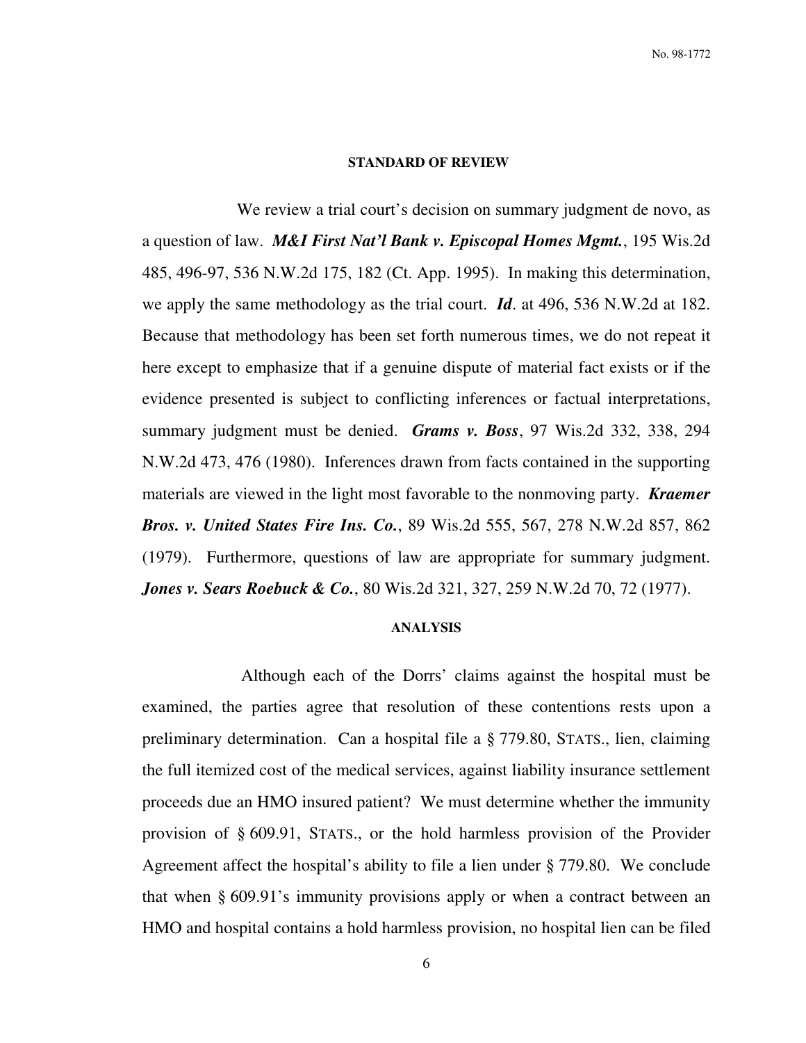### STANDARD OF REVIEW

We review a trial court's decision on summary judgment de novo, as a question of law. ***M&I First Nat'l Bank v. Episcopal Homes Mgmt.***, 195 Wis.2d 485, 496-97, 536 N.W.2d 175, 182 (Ct. App. 1995). In making this determination, we apply the same methodology as the trial court. ***Id***. at 496, 536 N.W.2d at 182. Because that methodology has been set forth numerous times, we do not repeat it here except to emphasize that if a genuine dispute of material fact exists or if the evidence presented is subject to conflicting inferences or factual interpretations, summary judgment must be denied. ***Grams v. Boss***, 97 Wis.2d 332, 338, 294 N.W.2d 473, 476 (1980). Inferences drawn from facts contained in the supporting materials are viewed in the light most favorable to the nonmoving party. ***Kraemer Bros. v. United States Fire Ins. Co.***, 89 Wis.2d 555, 567, 278 N.W.2d 857, 862 (1979). Furthermore, questions of law are appropriate for summary judgment. ***Jones v. Sears Roebuck & Co.***, 80 Wis.2d 321, 327, 259 N.W.2d 70, 72 (1977).

### ANALYSIS

Although each of the Dorrs' claims against the hospital must be examined, the parties agree that resolution of these contentions rests upon a preliminary determination. Can a hospital file a § 779.80, STATS., lien, claiming the full itemized cost of the medical services, against liability insurance settlement proceeds due an HMO insured patient? We must determine whether the immunity provision of § 609.91, STATS., or the hold harmless provision of the Provider Agreement affect the hospital's ability to file a lien under § 779.80. We conclude that when § 609.91's immunity provisions apply or when a contract between an HMO and hospital contains a hold harmless provision, no hospital lien can be filed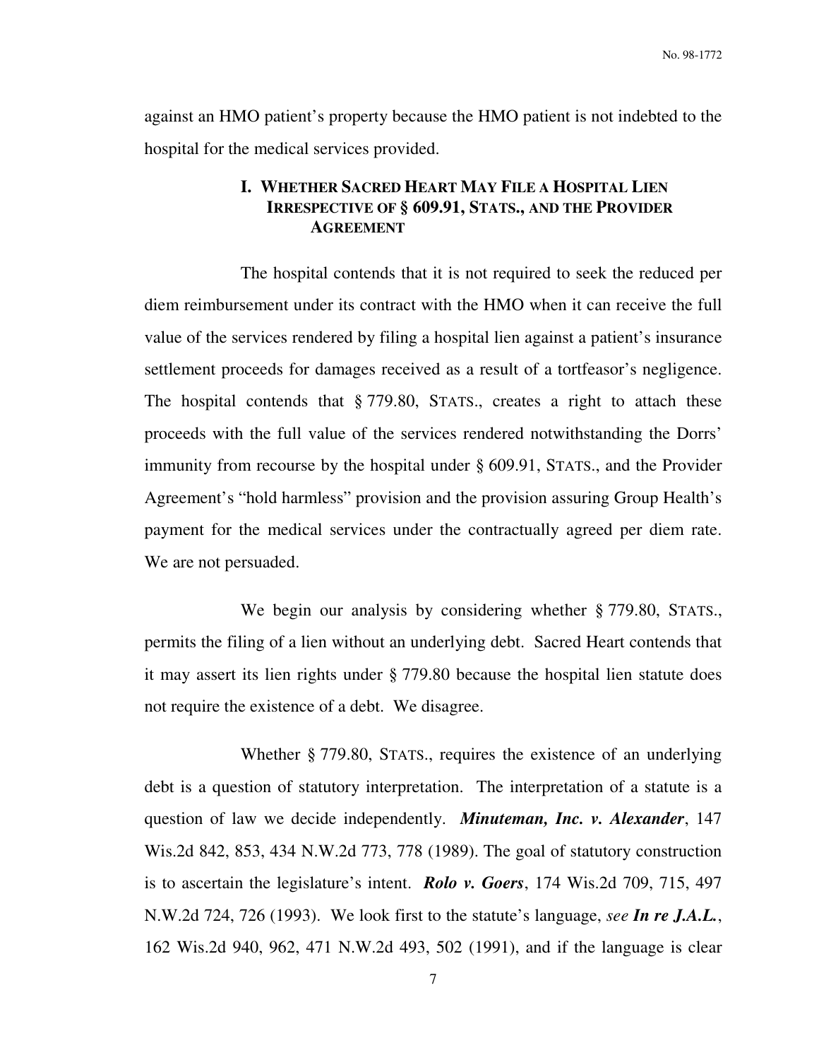against an HMO patient's property because the HMO patient is not indebted to the hospital for the medical services provided.

### I. WHETHER SACRED HEART MAY FILE A HOSPITAL LIEN IRRESPECTIVE OF § 609.91, STATS., AND THE PROVIDER AGREEMENT

The hospital contends that it is not required to seek the reduced per diem reimbursement under its contract with the HMO when it can receive the full value of the services rendered by filing a hospital lien against a patient's insurance settlement proceeds for damages received as a result of a tortfeasor's negligence. The hospital contends that § 779.80, STATS., creates a right to attach these proceeds with the full value of the services rendered notwithstanding the Dorrs' immunity from recourse by the hospital under § 609.91, STATS., and the Provider Agreement's "hold harmless" provision and the provision assuring Group Health's payment for the medical services under the contractually agreed per diem rate. We are not persuaded.

We begin our analysis by considering whether § 779.80, STATS., permits the filing of a lien without an underlying debt. Sacred Heart contends that it may assert its lien rights under § 779.80 because the hospital lien statute does not require the existence of a debt. We disagree.

Whether § 779.80, STATS., requires the existence of an underlying debt is a question of statutory interpretation. The interpretation of a statute is a question of law we decide independently. ***Minuteman, Inc. v. Alexander***, 147 Wis.2d 842, 853, 434 N.W.2d 773, 778 (1989). The goal of statutory construction is to ascertain the legislature's intent. ***Rolo v. Goers***, 174 Wis.2d 709, 715, 497 N.W.2d 724, 726 (1993). We look first to the statute's language, *see* ***In re J.A.L.***, 162 Wis.2d 940, 962, 471 N.W.2d 493, 502 (1991), and if the language is clear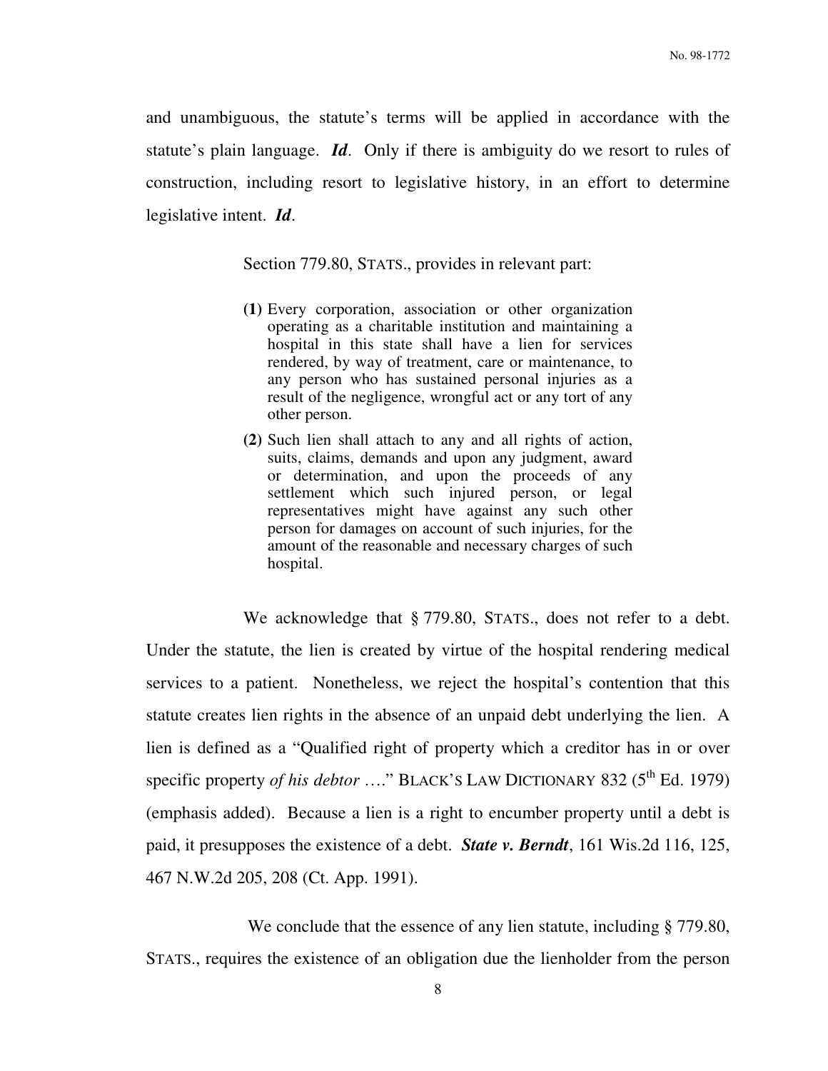and unambiguous, the statute's terms will be applied in accordance with the statute's plain language. ***Id***. Only if there is ambiguity do we resort to rules of construction, including resort to legislative history, in an effort to determine legislative intent. ***Id***.

Section 779.80, STATS., provides in relevant part:

> **(1)** Every corporation, association or other organization operating as a charitable institution and maintaining a hospital in this state shall have a lien for services rendered, by way of treatment, care or maintenance, to any person who has sustained personal injuries as a result of the negligence, wrongful act or any tort of any other person.
>
> **(2)** Such lien shall attach to any and all rights of action, suits, claims, demands and upon any judgment, award or determination, and upon the proceeds of any settlement which such injured person, or legal representatives might have against any such other person for damages on account of such injuries, for the amount of the reasonable and necessary charges of such hospital.

We acknowledge that § 779.80, STATS., does not refer to a debt. Under the statute, the lien is created by virtue of the hospital rendering medical services to a patient. Nonetheless, we reject the hospital's contention that this statute creates lien rights in the absence of an unpaid debt underlying the lien. A lien is defined as a "Qualified right of property which a creditor has in or over specific property *of his debtor* …." BLACK'S LAW DICTIONARY 832 (5th Ed. 1979) (emphasis added). Because a lien is a right to encumber property until a debt is paid, it presupposes the existence of a debt. ***State v. Berndt***, 161 Wis.2d 116, 125, 467 N.W.2d 205, 208 (Ct. App. 1991).

We conclude that the essence of any lien statute, including § 779.80, STATS., requires the existence of an obligation due the lienholder from the person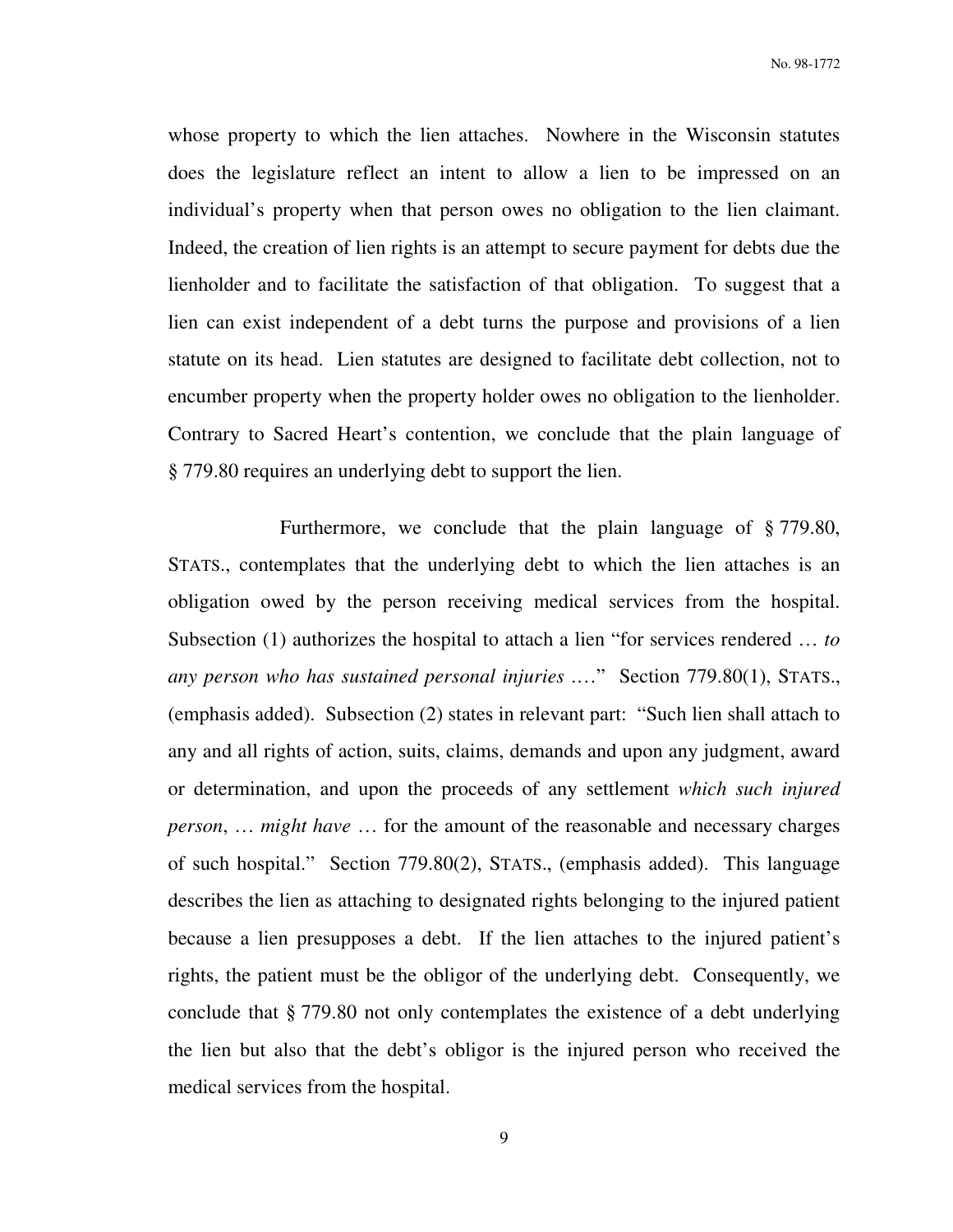whose property to which the lien attaches. Nowhere in the Wisconsin statutes does the legislature reflect an intent to allow a lien to be impressed on an individual's property when that person owes no obligation to the lien claimant. Indeed, the creation of lien rights is an attempt to secure payment for debts due the lienholder and to facilitate the satisfaction of that obligation. To suggest that a lien can exist independent of a debt turns the purpose and provisions of a lien statute on its head. Lien statutes are designed to facilitate debt collection, not to encumber property when the property holder owes no obligation to the lienholder. Contrary to Sacred Heart's contention, we conclude that the plain language of § 779.80 requires an underlying debt to support the lien.

Furthermore, we conclude that the plain language of § 779.80, STATS., contemplates that the underlying debt to which the lien attaches is an obligation owed by the person receiving medical services from the hospital. Subsection (1) authorizes the hospital to attach a lien "for services rendered … *to any person who has sustained personal injuries* …." Section 779.80(1), STATS., (emphasis added). Subsection (2) states in relevant part: "Such lien shall attach to any and all rights of action, suits, claims, demands and upon any judgment, award or determination, and upon the proceeds of any settlement *which such injured person*, … *might have* … for the amount of the reasonable and necessary charges of such hospital." Section 779.80(2), STATS., (emphasis added). This language describes the lien as attaching to designated rights belonging to the injured patient because a lien presupposes a debt. If the lien attaches to the injured patient's rights, the patient must be the obligor of the underlying debt. Consequently, we conclude that § 779.80 not only contemplates the existence of a debt underlying the lien but also that the debt's obligor is the injured person who received the medical services from the hospital.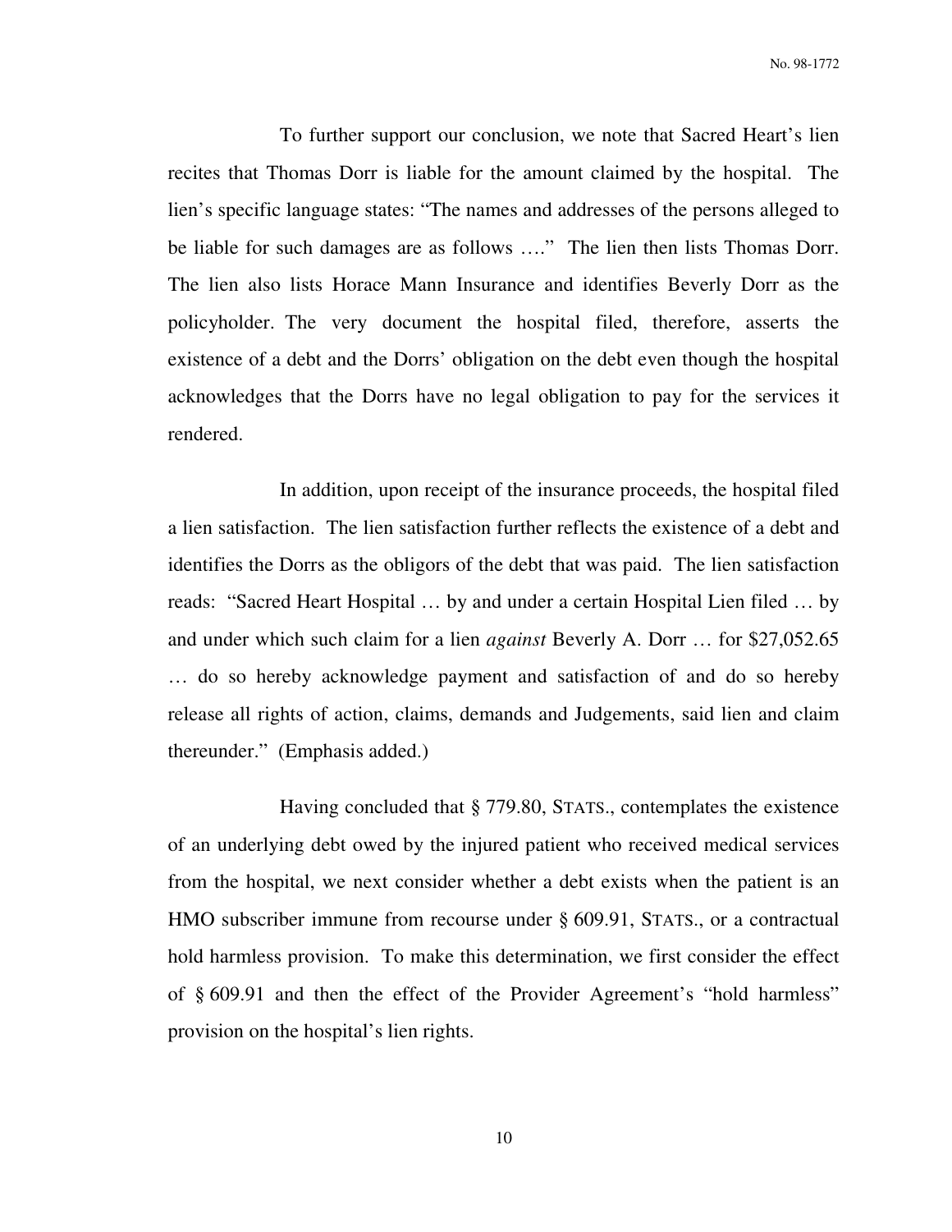To further support our conclusion, we note that Sacred Heart's lien recites that Thomas Dorr is liable for the amount claimed by the hospital. The lien's specific language states: "The names and addresses of the persons alleged to be liable for such damages are as follows …." The lien then lists Thomas Dorr. The lien also lists Horace Mann Insurance and identifies Beverly Dorr as the policyholder. The very document the hospital filed, therefore, asserts the existence of a debt and the Dorrs' obligation on the debt even though the hospital acknowledges that the Dorrs have no legal obligation to pay for the services it rendered.

In addition, upon receipt of the insurance proceeds, the hospital filed a lien satisfaction. The lien satisfaction further reflects the existence of a debt and identifies the Dorrs as the obligors of the debt that was paid. The lien satisfaction reads: "Sacred Heart Hospital … by and under a certain Hospital Lien filed … by and under which such claim for a lien *against* Beverly A. Dorr … for $27,052.65 … do so hereby acknowledge payment and satisfaction of and do so hereby release all rights of action, claims, demands and Judgements, said lien and claim thereunder." (Emphasis added.)

Having concluded that § 779.80, STATS., contemplates the existence of an underlying debt owed by the injured patient who received medical services from the hospital, we next consider whether a debt exists when the patient is an HMO subscriber immune from recourse under § 609.91, STATS., or a contractual hold harmless provision. To make this determination, we first consider the effect of § 609.91 and then the effect of the Provider Agreement's "hold harmless" provision on the hospital's lien rights.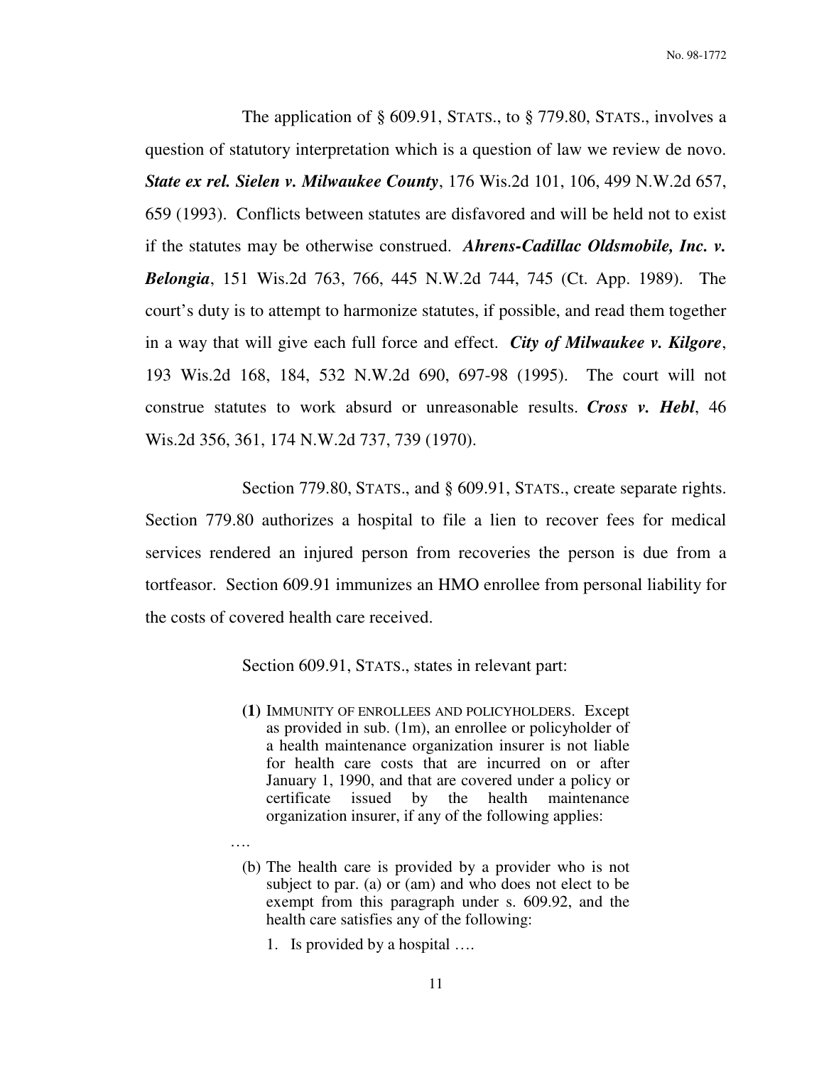The application of § 609.91, STATS., to § 779.80, STATS., involves a question of statutory interpretation which is a question of law we review de novo. ***State ex rel. Sielen v. Milwaukee County***, 176 Wis.2d 101, 106, 499 N.W.2d 657, 659 (1993). Conflicts between statutes are disfavored and will be held not to exist if the statutes may be otherwise construed. ***Ahrens-Cadillac Oldsmobile, Inc. v. Belongia***, 151 Wis.2d 763, 766, 445 N.W.2d 744, 745 (Ct. App. 1989). The court's duty is to attempt to harmonize statutes, if possible, and read them together in a way that will give each full force and effect. ***City of Milwaukee v. Kilgore***, 193 Wis.2d 168, 184, 532 N.W.2d 690, 697-98 (1995). The court will not construe statutes to work absurd or unreasonable results. ***Cross v. Hebl***, 46 Wis.2d 356, 361, 174 N.W.2d 737, 739 (1970).

Section 779.80, STATS., and § 609.91, STATS., create separate rights. Section 779.80 authorizes a hospital to file a lien to recover fees for medical services rendered an injured person from recoveries the person is due from a tortfeasor. Section 609.91 immunizes an HMO enrollee from personal liability for the costs of covered health care received.

Section 609.91, STATS., states in relevant part:

> **(1)** IMMUNITY OF ENROLLEES AND POLICYHOLDERS. Except as provided in sub. (1m), an enrollee or policyholder of a health maintenance organization insurer is not liable for health care costs that are incurred on or after January 1, 1990, and that are covered under a policy or certificate issued by the health maintenance organization insurer, if any of the following applies:
>
> ….
>
> (b) The health care is provided by a provider who is not subject to par. (a) or (am) and who does not elect to be exempt from this paragraph under s. 609.92, and the health care satisfies any of the following:
>
> 1. Is provided by a hospital ….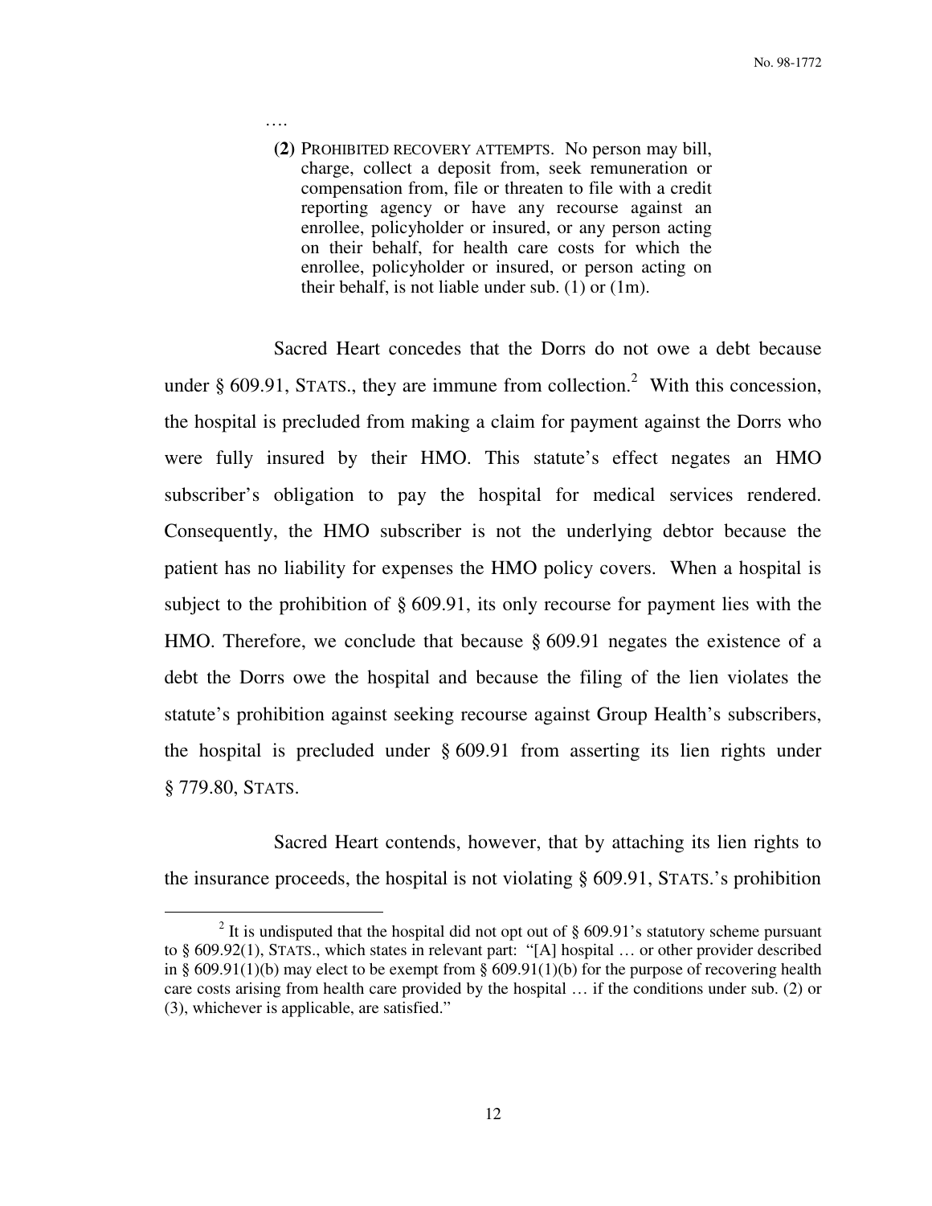> ….
>
> **(2)** PROHIBITED RECOVERY ATTEMPTS. No person may bill, charge, collect a deposit from, seek remuneration or compensation from, file or threaten to file with a credit reporting agency or have any recourse against an enrollee, policyholder or insured, or any person acting on their behalf, for health care costs for which the enrollee, policyholder or insured, or person acting on their behalf, is not liable under sub. (1) or (1m).

Sacred Heart concedes that the Dorrs do not owe a debt because under § 609.91, STATS., they are immune from collection.[2] With this concession, the hospital is precluded from making a claim for payment against the Dorrs who were fully insured by their HMO. This statute's effect negates an HMO subscriber's obligation to pay the hospital for medical services rendered. Consequently, the HMO subscriber is not the underlying debtor because the patient has no liability for expenses the HMO policy covers. When a hospital is subject to the prohibition of § 609.91, its only recourse for payment lies with the HMO. Therefore, we conclude that because § 609.91 negates the existence of a debt the Dorrs owe the hospital and because the filing of the lien violates the statute's prohibition against seeking recourse against Group Health's subscribers, the hospital is precluded under § 609.91 from asserting its lien rights under § 779.80, STATS.

Sacred Heart contends, however, that by attaching its lien rights to the insurance proceeds, the hospital is not violating § 609.91, STATS.'s prohibition

---

[2] It is undisputed that the hospital did not opt out of § 609.91's statutory scheme pursuant to § 609.92(1), STATS., which states in relevant part: "[A] hospital … or other provider described in § 609.91(1)(b) may elect to be exempt from § 609.91(1)(b) for the purpose of recovering health care costs arising from health care provided by the hospital … if the conditions under sub. (2) or (3), whichever is applicable, are satisfied."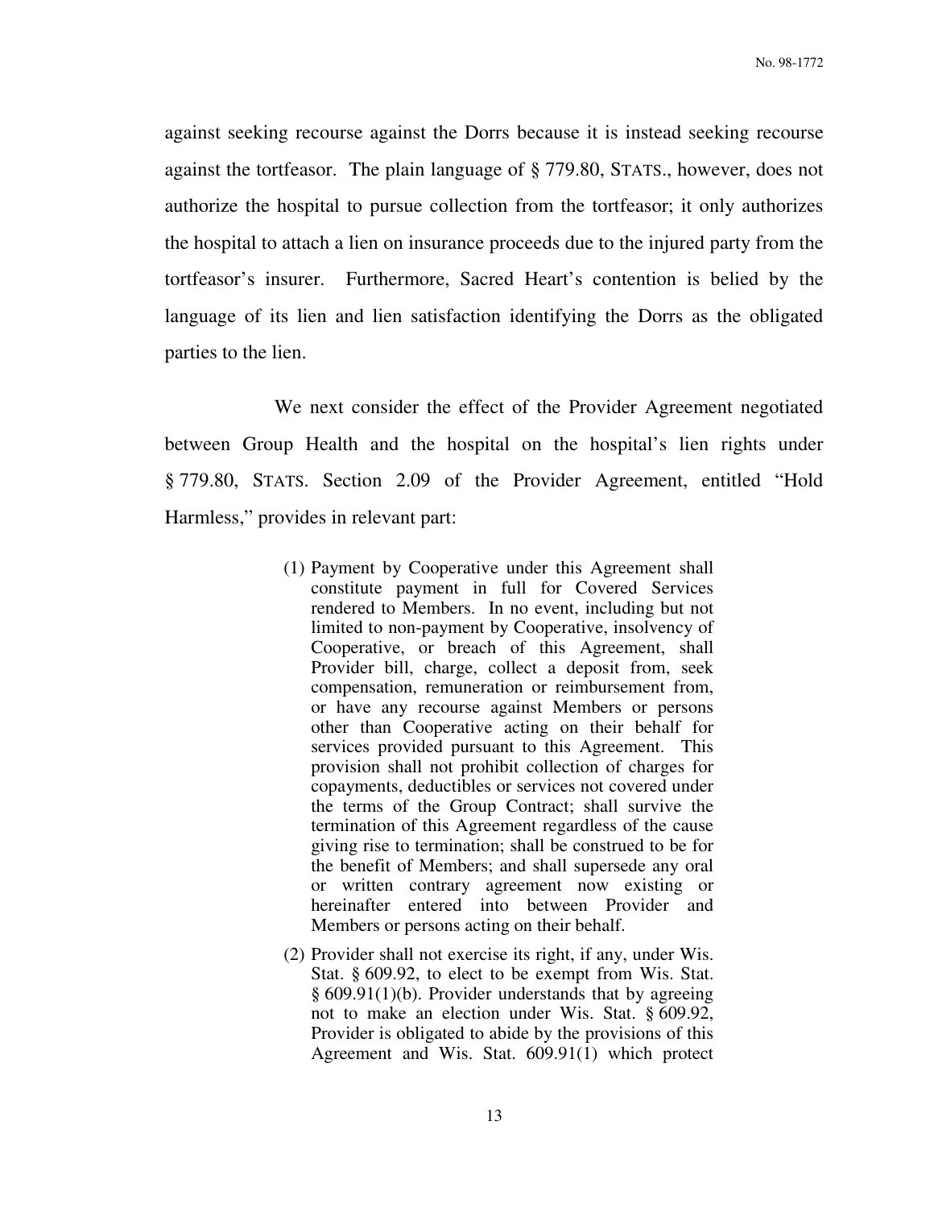against seeking recourse against the Dorrs because it is instead seeking recourse against the tortfeasor. The plain language of § 779.80, STATS., however, does not authorize the hospital to pursue collection from the tortfeasor; it only authorizes the hospital to attach a lien on insurance proceeds due to the injured party from the tortfeasor's insurer. Furthermore, Sacred Heart's contention is belied by the language of its lien and lien satisfaction identifying the Dorrs as the obligated parties to the lien.

We next consider the effect of the Provider Agreement negotiated between Group Health and the hospital on the hospital's lien rights under § 779.80, STATS. Section 2.09 of the Provider Agreement, entitled "Hold Harmless," provides in relevant part:

> (1) Payment by Cooperative under this Agreement shall constitute payment in full for Covered Services rendered to Members. In no event, including but not limited to non-payment by Cooperative, insolvency of Cooperative, or breach of this Agreement, shall Provider bill, charge, collect a deposit from, seek compensation, remuneration or reimbursement from, or have any recourse against Members or persons other than Cooperative acting on their behalf for services provided pursuant to this Agreement. This provision shall not prohibit collection of charges for copayments, deductibles or services not covered under the terms of the Group Contract; shall survive the termination of this Agreement regardless of the cause giving rise to termination; shall be construed to be for the benefit of Members; and shall supersede any oral or written contrary agreement now existing or hereinafter entered into between Provider and Members or persons acting on their behalf.
>
> (2) Provider shall not exercise its right, if any, under Wis. Stat. § 609.92, to elect to be exempt from Wis. Stat. § 609.91(1)(b). Provider understands that by agreeing not to make an election under Wis. Stat. § 609.92, Provider is obligated to abide by the provisions of this Agreement and Wis. Stat. 609.91(1) which protect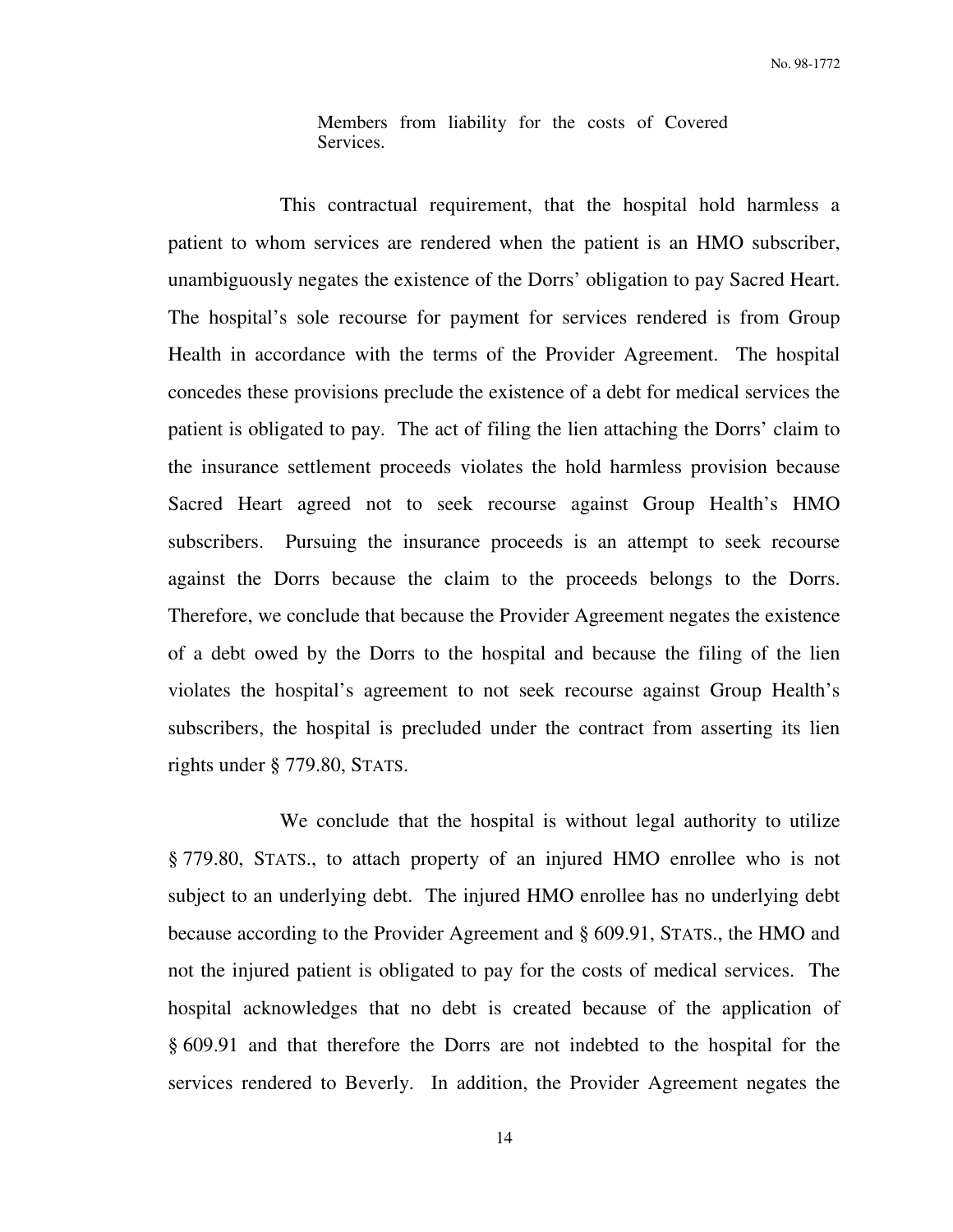> Members from liability for the costs of Covered Services.

This contractual requirement, that the hospital hold harmless a patient to whom services are rendered when the patient is an HMO subscriber, unambiguously negates the existence of the Dorrs' obligation to pay Sacred Heart. The hospital's sole recourse for payment for services rendered is from Group Health in accordance with the terms of the Provider Agreement. The hospital concedes these provisions preclude the existence of a debt for medical services the patient is obligated to pay. The act of filing the lien attaching the Dorrs' claim to the insurance settlement proceeds violates the hold harmless provision because Sacred Heart agreed not to seek recourse against Group Health's HMO subscribers. Pursuing the insurance proceeds is an attempt to seek recourse against the Dorrs because the claim to the proceeds belongs to the Dorrs. Therefore, we conclude that because the Provider Agreement negates the existence of a debt owed by the Dorrs to the hospital and because the filing of the lien violates the hospital's agreement to not seek recourse against Group Health's subscribers, the hospital is precluded under the contract from asserting its lien rights under § 779.80, STATS.

We conclude that the hospital is without legal authority to utilize § 779.80, STATS., to attach property of an injured HMO enrollee who is not subject to an underlying debt. The injured HMO enrollee has no underlying debt because according to the Provider Agreement and § 609.91, STATS., the HMO and not the injured patient is obligated to pay for the costs of medical services. The hospital acknowledges that no debt is created because of the application of § 609.91 and that therefore the Dorrs are not indebted to the hospital for the services rendered to Beverly. In addition, the Provider Agreement negates the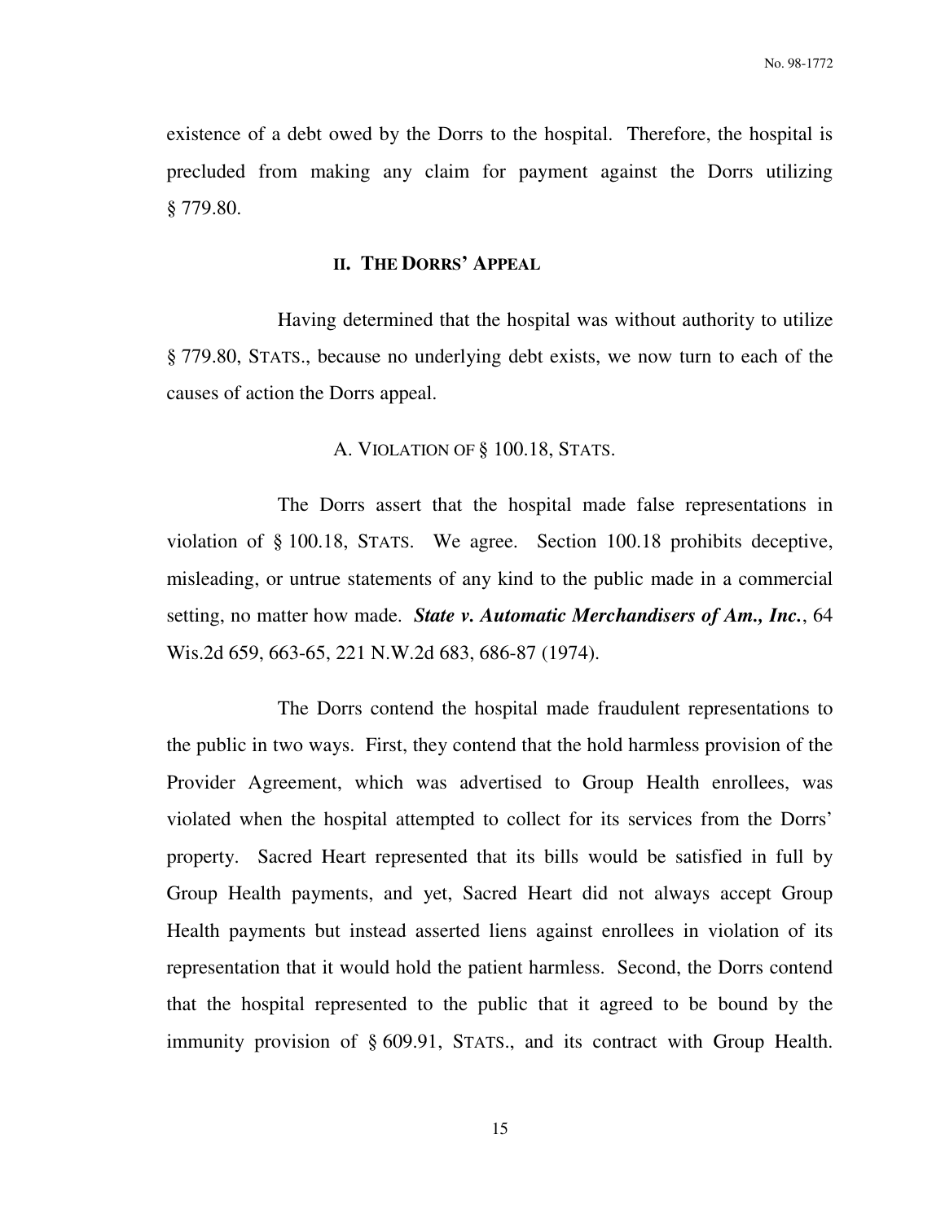existence of a debt owed by the Dorrs to the hospital. Therefore, the hospital is precluded from making any claim for payment against the Dorrs utilizing § 779.80.

## II. THE DORRS' APPEAL

Having determined that the hospital was without authority to utilize § 779.80, STATS., because no underlying debt exists, we now turn to each of the causes of action the Dorrs appeal.

### A. VIOLATION OF § 100.18, STATS.

The Dorrs assert that the hospital made false representations in violation of § 100.18, STATS. We agree. Section 100.18 prohibits deceptive, misleading, or untrue statements of any kind to the public made in a commercial setting, no matter how made. ***State v. Automatic Merchandisers of Am., Inc.***, 64 Wis.2d 659, 663-65, 221 N.W.2d 683, 686-87 (1974).

The Dorrs contend the hospital made fraudulent representations to the public in two ways. First, they contend that the hold harmless provision of the Provider Agreement, which was advertised to Group Health enrollees, was violated when the hospital attempted to collect for its services from the Dorrs' property. Sacred Heart represented that its bills would be satisfied in full by Group Health payments, and yet, Sacred Heart did not always accept Group Health payments but instead asserted liens against enrollees in violation of its representation that it would hold the patient harmless. Second, the Dorrs contend that the hospital represented to the public that it agreed to be bound by the immunity provision of § 609.91, STATS., and its contract with Group Health.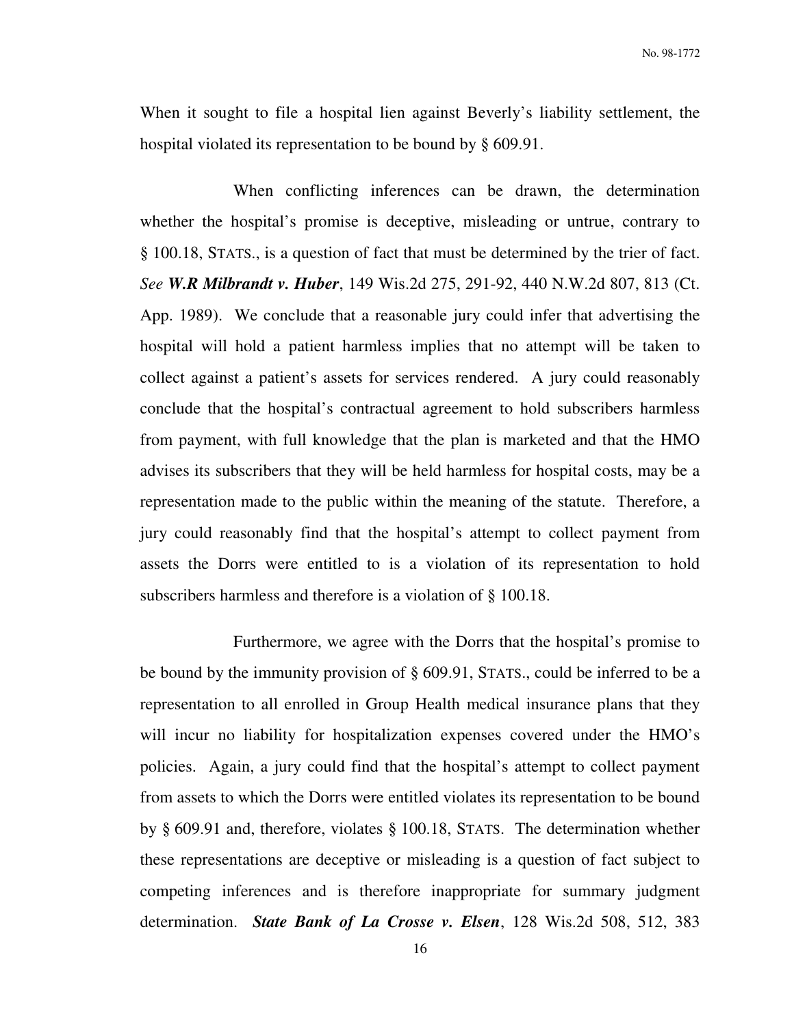When it sought to file a hospital lien against Beverly's liability settlement, the hospital violated its representation to be bound by § 609.91.

When conflicting inferences can be drawn, the determination whether the hospital's promise is deceptive, misleading or untrue, contrary to § 100.18, STATS., is a question of fact that must be determined by the trier of fact. *See* ***W.R Milbrandt v. Huber***, 149 Wis.2d 275, 291-92, 440 N.W.2d 807, 813 (Ct. App. 1989). We conclude that a reasonable jury could infer that advertising the hospital will hold a patient harmless implies that no attempt will be taken to collect against a patient's assets for services rendered. A jury could reasonably conclude that the hospital's contractual agreement to hold subscribers harmless from payment, with full knowledge that the plan is marketed and that the HMO advises its subscribers that they will be held harmless for hospital costs, may be a representation made to the public within the meaning of the statute. Therefore, a jury could reasonably find that the hospital's attempt to collect payment from assets the Dorrs were entitled to is a violation of its representation to hold subscribers harmless and therefore is a violation of § 100.18.

Furthermore, we agree with the Dorrs that the hospital's promise to be bound by the immunity provision of § 609.91, STATS., could be inferred to be a representation to all enrolled in Group Health medical insurance plans that they will incur no liability for hospitalization expenses covered under the HMO's policies. Again, a jury could find that the hospital's attempt to collect payment from assets to which the Dorrs were entitled violates its representation to be bound by § 609.91 and, therefore, violates § 100.18, STATS. The determination whether these representations are deceptive or misleading is a question of fact subject to competing inferences and is therefore inappropriate for summary judgment determination. ***State Bank of La Crosse v. Elsen***, 128 Wis.2d 508, 512, 383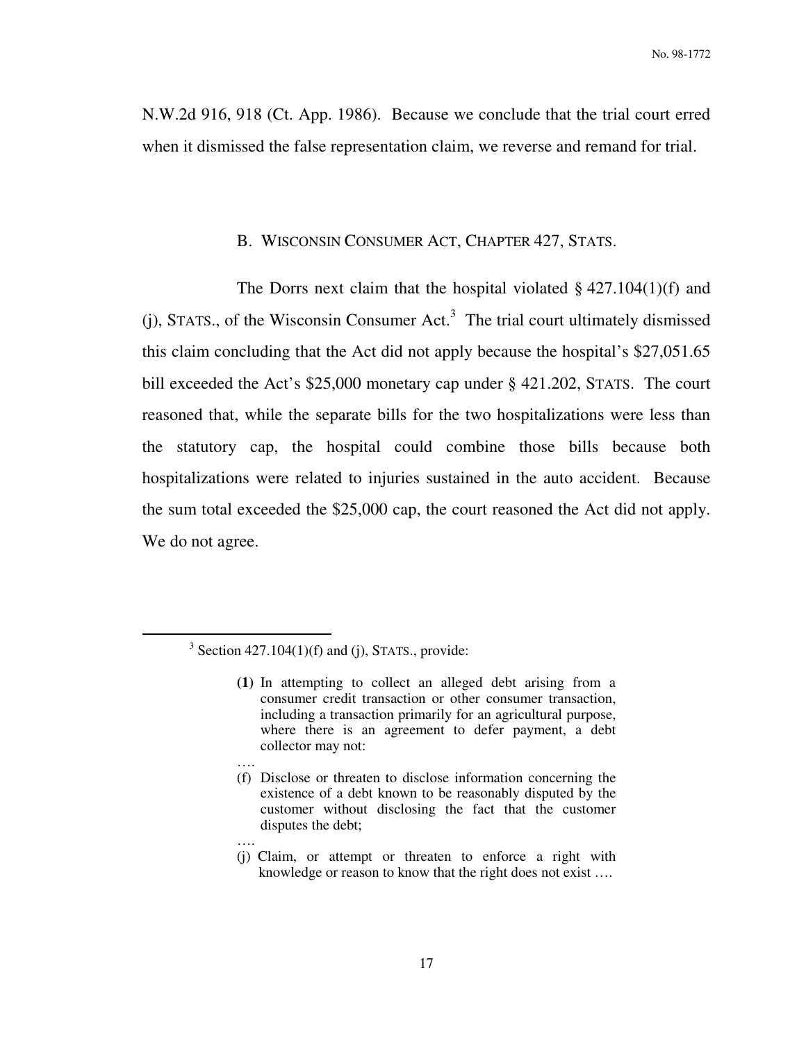N.W.2d 916, 918 (Ct. App. 1986). Because we conclude that the trial court erred when it dismissed the false representation claim, we reverse and remand for trial.

### B. WISCONSIN CONSUMER ACT, CHAPTER 427, STATS.

The Dorrs next claim that the hospital violated § 427.104(1)(f) and (j), STATS., of the Wisconsin Consumer Act.[3] The trial court ultimately dismissed this claim concluding that the Act did not apply because the hospital's $27,051.65 bill exceeded the Act's $25,000 monetary cap under § 421.202, STATS. The court reasoned that, while the separate bills for the two hospitalizations were less than the statutory cap, the hospital could combine those bills because both hospitalizations were related to injuries sustained in the auto accident. Because the sum total exceeded the $25,000 cap, the court reasoned the Act did not apply. We do not agree.

---

[3] Section 427.104(1)(f) and (j), STATS., provide:

> **(1)** In attempting to collect an alleged debt arising from a consumer credit transaction or other consumer transaction, including a transaction primarily for an agricultural purpose, where there is an agreement to defer payment, a debt collector may not:
>
> ….
>
> (f) Disclose or threaten to disclose information concerning the existence of a debt known to be reasonably disputed by the customer without disclosing the fact that the customer disputes the debt;
>
> ….
>
> (j) Claim, or attempt or threaten to enforce a right with knowledge or reason to know that the right does not exist ….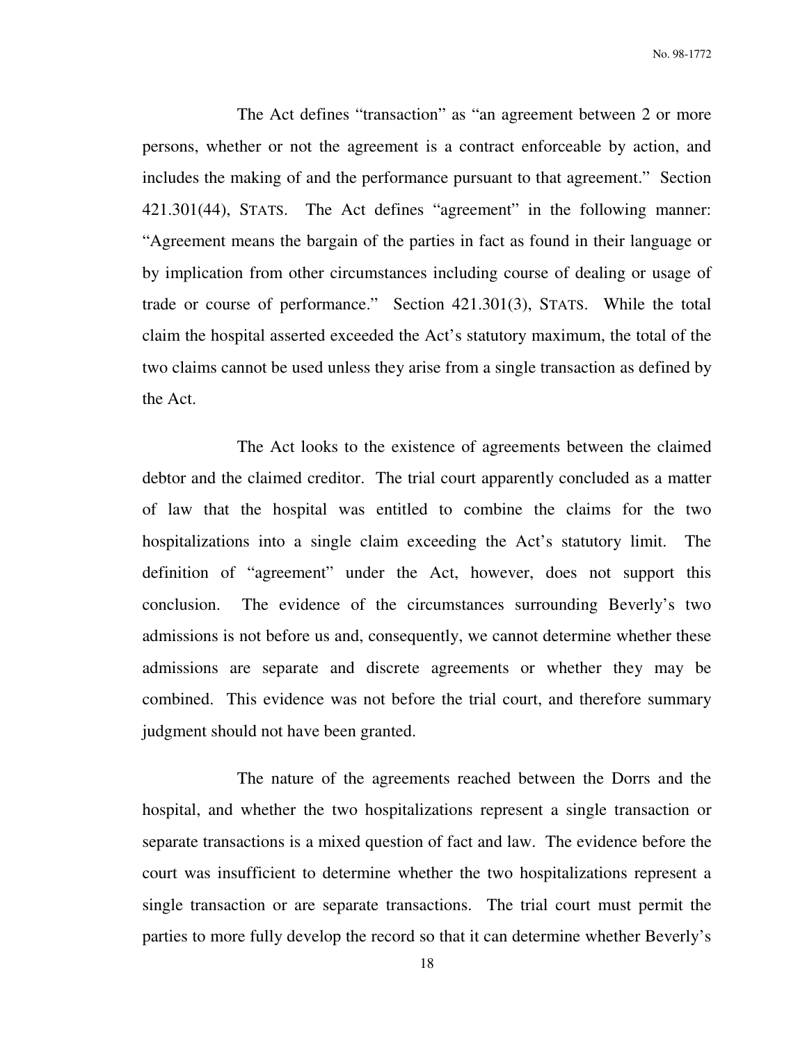The Act defines "transaction" as "an agreement between 2 or more persons, whether or not the agreement is a contract enforceable by action, and includes the making of and the performance pursuant to that agreement." Section 421.301(44), STATS. The Act defines "agreement" in the following manner: "Agreement means the bargain of the parties in fact as found in their language or by implication from other circumstances including course of dealing or usage of trade or course of performance." Section 421.301(3), STATS. While the total claim the hospital asserted exceeded the Act's statutory maximum, the total of the two claims cannot be used unless they arise from a single transaction as defined by the Act.

The Act looks to the existence of agreements between the claimed debtor and the claimed creditor. The trial court apparently concluded as a matter of law that the hospital was entitled to combine the claims for the two hospitalizations into a single claim exceeding the Act's statutory limit. The definition of "agreement" under the Act, however, does not support this conclusion. The evidence of the circumstances surrounding Beverly's two admissions is not before us and, consequently, we cannot determine whether these admissions are separate and discrete agreements or whether they may be combined. This evidence was not before the trial court, and therefore summary judgment should not have been granted.

The nature of the agreements reached between the Dorrs and the hospital, and whether the two hospitalizations represent a single transaction or separate transactions is a mixed question of fact and law. The evidence before the court was insufficient to determine whether the two hospitalizations represent a single transaction or are separate transactions. The trial court must permit the parties to more fully develop the record so that it can determine whether Beverly's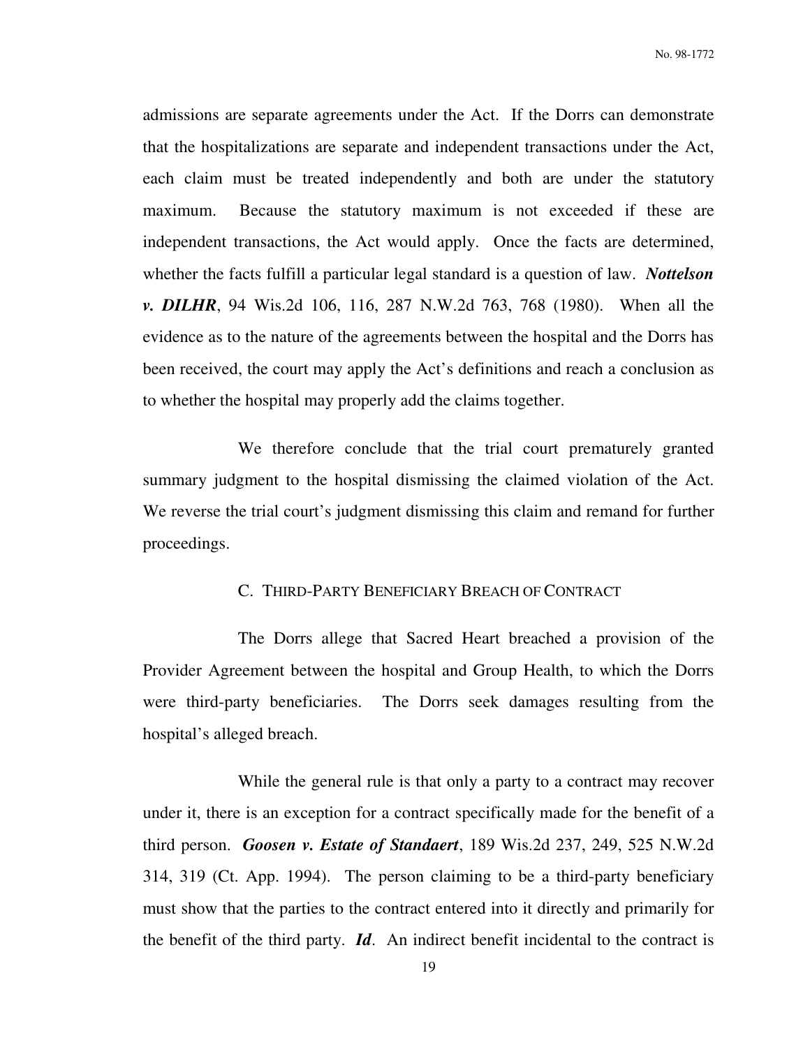admissions are separate agreements under the Act. If the Dorrs can demonstrate that the hospitalizations are separate and independent transactions under the Act, each claim must be treated independently and both are under the statutory maximum. Because the statutory maximum is not exceeded if these are independent transactions, the Act would apply. Once the facts are determined, whether the facts fulfill a particular legal standard is a question of law. ***Nottelson v. DILHR***, 94 Wis.2d 106, 116, 287 N.W.2d 763, 768 (1980). When all the evidence as to the nature of the agreements between the hospital and the Dorrs has been received, the court may apply the Act's definitions and reach a conclusion as to whether the hospital may properly add the claims together.

We therefore conclude that the trial court prematurely granted summary judgment to the hospital dismissing the claimed violation of the Act. We reverse the trial court's judgment dismissing this claim and remand for further proceedings.

### C. THIRD-PARTY BENEFICIARY BREACH OF CONTRACT

The Dorrs allege that Sacred Heart breached a provision of the Provider Agreement between the hospital and Group Health, to which the Dorrs were third-party beneficiaries. The Dorrs seek damages resulting from the hospital's alleged breach.

While the general rule is that only a party to a contract may recover under it, there is an exception for a contract specifically made for the benefit of a third person. ***Goosen v. Estate of Standaert***, 189 Wis.2d 237, 249, 525 N.W.2d 314, 319 (Ct. App. 1994). The person claiming to be a third-party beneficiary must show that the parties to the contract entered into it directly and primarily for the benefit of the third party. ***Id***. An indirect benefit incidental to the contract is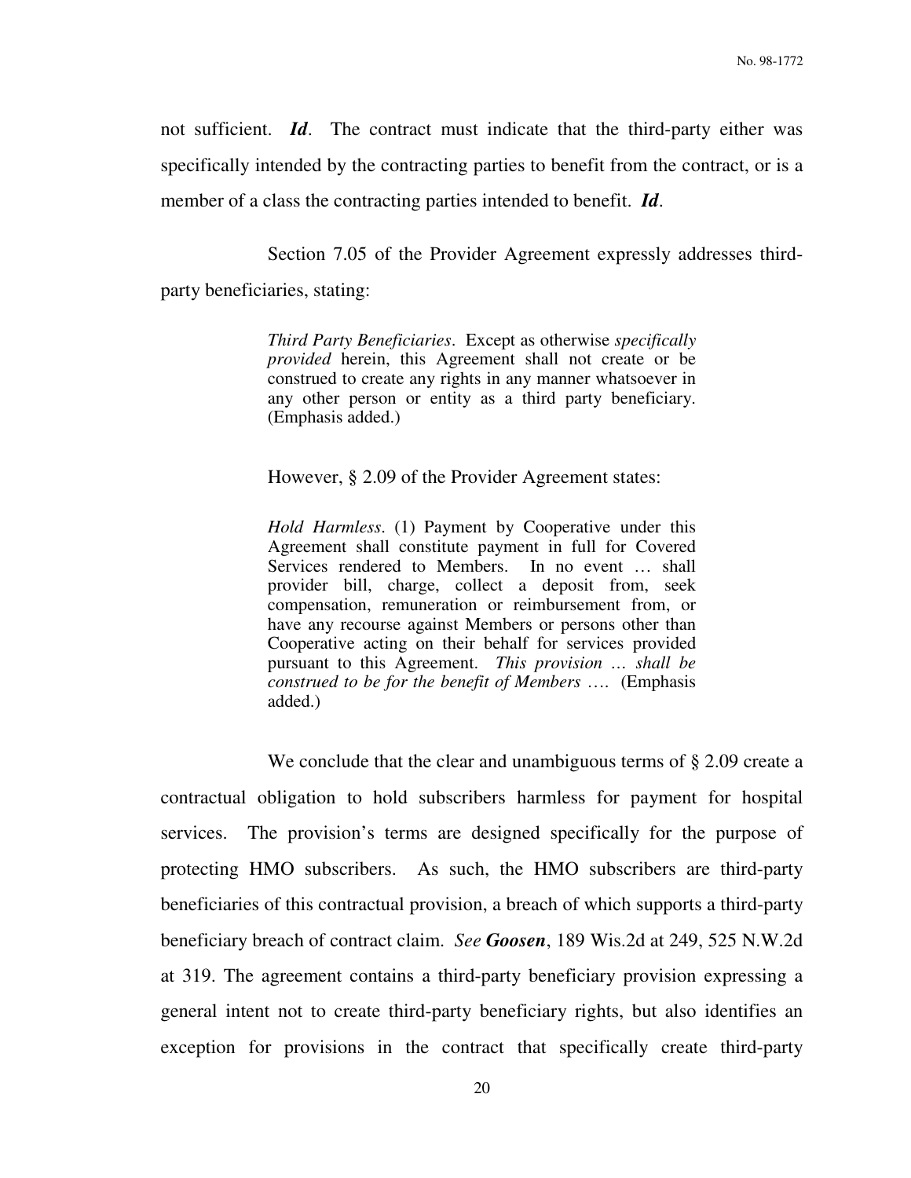not sufficient. ***Id***. The contract must indicate that the third-party either was specifically intended by the contracting parties to benefit from the contract, or is a member of a class the contracting parties intended to benefit. ***Id***.

Section 7.05 of the Provider Agreement expressly addresses third-party beneficiaries, stating:

> *Third Party Beneficiaries*. Except as otherwise *specifically provided* herein, this Agreement shall not create or be construed to create any rights in any manner whatsoever in any other person or entity as a third party beneficiary. (Emphasis added.)

However, § 2.09 of the Provider Agreement states:

> *Hold Harmless*. (1) Payment by Cooperative under this Agreement shall constitute payment in full for Covered Services rendered to Members. In no event … shall provider bill, charge, collect a deposit from, seek compensation, remuneration or reimbursement from, or have any recourse against Members or persons other than Cooperative acting on their behalf for services provided pursuant to this Agreement. *This provision … shall be construed to be for the benefit of Members* …. (Emphasis added.)

We conclude that the clear and unambiguous terms of § 2.09 create a contractual obligation to hold subscribers harmless for payment for hospital services. The provision's terms are designed specifically for the purpose of protecting HMO subscribers. As such, the HMO subscribers are third-party beneficiaries of this contractual provision, a breach of which supports a third-party beneficiary breach of contract claim. *See* ***Goosen***, 189 Wis.2d at 249, 525 N.W.2d at 319. The agreement contains a third-party beneficiary provision expressing a general intent not to create third-party beneficiary rights, but also identifies an exception for provisions in the contract that specifically create third-party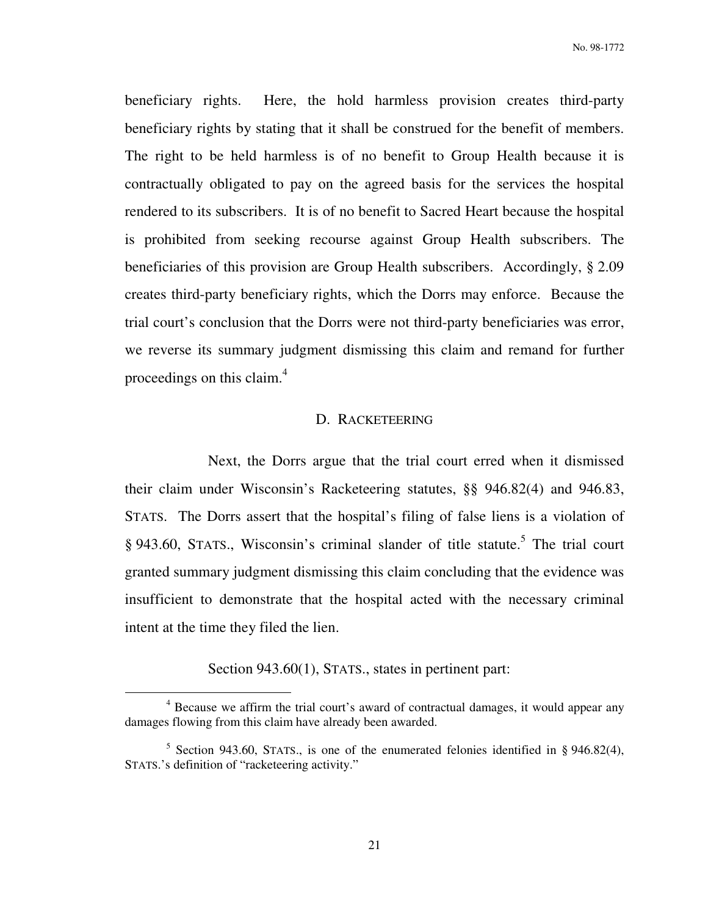beneficiary rights. Here, the hold harmless provision creates third-party beneficiary rights by stating that it shall be construed for the benefit of members. The right to be held harmless is of no benefit to Group Health because it is contractually obligated to pay on the agreed basis for the services the hospital rendered to its subscribers. It is of no benefit to Sacred Heart because the hospital is prohibited from seeking recourse against Group Health subscribers. The beneficiaries of this provision are Group Health subscribers. Accordingly, § 2.09 creates third-party beneficiary rights, which the Dorrs may enforce. Because the trial court's conclusion that the Dorrs were not third-party beneficiaries was error, we reverse its summary judgment dismissing this claim and remand for further proceedings on this claim.[4]

### D. RACKETEERING

Next, the Dorrs argue that the trial court erred when it dismissed their claim under Wisconsin's Racketeering statutes, §§ 946.82(4) and 946.83, STATS. The Dorrs assert that the hospital's filing of false liens is a violation of § 943.60, STATS., Wisconsin's criminal slander of title statute.[5] The trial court granted summary judgment dismissing this claim concluding that the evidence was insufficient to demonstrate that the hospital acted with the necessary criminal intent at the time they filed the lien.

Section 943.60(1), STATS., states in pertinent part:

---

[4] Because we affirm the trial court's award of contractual damages, it would appear any damages flowing from this claim have already been awarded.

[5] Section 943.60, STATS., is one of the enumerated felonies identified in § 946.82(4), STATS.'s definition of "racketeering activity."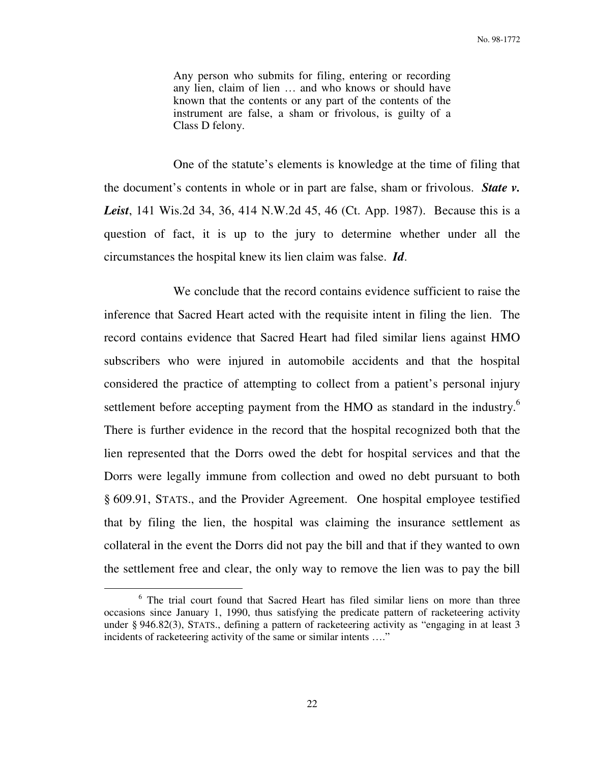> Any person who submits for filing, entering or recording any lien, claim of lien … and who knows or should have known that the contents or any part of the contents of the instrument are false, a sham or frivolous, is guilty of a Class D felony.

One of the statute's elements is knowledge at the time of filing that the document's contents in whole or in part are false, sham or frivolous. ***State v. Leist***, 141 Wis.2d 34, 36, 414 N.W.2d 45, 46 (Ct. App. 1987). Because this is a question of fact, it is up to the jury to determine whether under all the circumstances the hospital knew its lien claim was false. ***Id***.

We conclude that the record contains evidence sufficient to raise the inference that Sacred Heart acted with the requisite intent in filing the lien. The record contains evidence that Sacred Heart had filed similar liens against HMO subscribers who were injured in automobile accidents and that the hospital considered the practice of attempting to collect from a patient's personal injury settlement before accepting payment from the HMO as standard in the industry.[6] There is further evidence in the record that the hospital recognized both that the lien represented that the Dorrs owed the debt for hospital services and that the Dorrs were legally immune from collection and owed no debt pursuant to both § 609.91, STATS., and the Provider Agreement. One hospital employee testified that by filing the lien, the hospital was claiming the insurance settlement as collateral in the event the Dorrs did not pay the bill and that if they wanted to own the settlement free and clear, the only way to remove the lien was to pay the bill

---

[6] The trial court found that Sacred Heart has filed similar liens on more than three occasions since January 1, 1990, thus satisfying the predicate pattern of racketeering activity under § 946.82(3), STATS., defining a pattern of racketeering activity as "engaging in at least 3 incidents of racketeering activity of the same or similar intents …."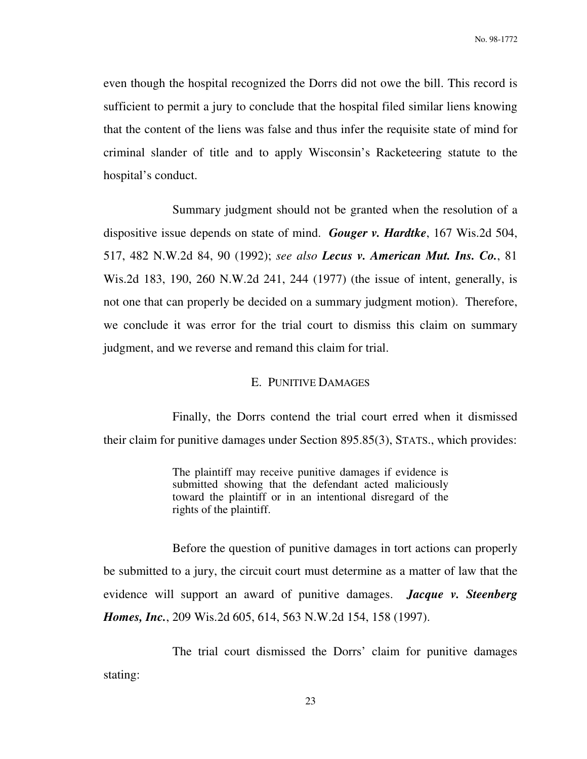even though the hospital recognized the Dorrs did not owe the bill. This record is sufficient to permit a jury to conclude that the hospital filed similar liens knowing that the content of the liens was false and thus infer the requisite state of mind for criminal slander of title and to apply Wisconsin's Racketeering statute to the hospital's conduct.

Summary judgment should not be granted when the resolution of a dispositive issue depends on state of mind. ***Gouger v. Hardtke***, 167 Wis.2d 504, 517, 482 N.W.2d 84, 90 (1992); *see also* ***Lecus v. American Mut. Ins. Co.***, 81 Wis.2d 183, 190, 260 N.W.2d 241, 244 (1977) (the issue of intent, generally, is not one that can properly be decided on a summary judgment motion). Therefore, we conclude it was error for the trial court to dismiss this claim on summary judgment, and we reverse and remand this claim for trial.

## E. PUNITIVE DAMAGES

Finally, the Dorrs contend the trial court erred when it dismissed their claim for punitive damages under Section 895.85(3), STATS., which provides:

> The plaintiff may receive punitive damages if evidence is submitted showing that the defendant acted maliciously toward the plaintiff or in an intentional disregard of the rights of the plaintiff.

Before the question of punitive damages in tort actions can properly be submitted to a jury, the circuit court must determine as a matter of law that the evidence will support an award of punitive damages. ***Jacque v. Steenberg Homes, Inc.***, 209 Wis.2d 605, 614, 563 N.W.2d 154, 158 (1997).

The trial court dismissed the Dorrs' claim for punitive damages stating: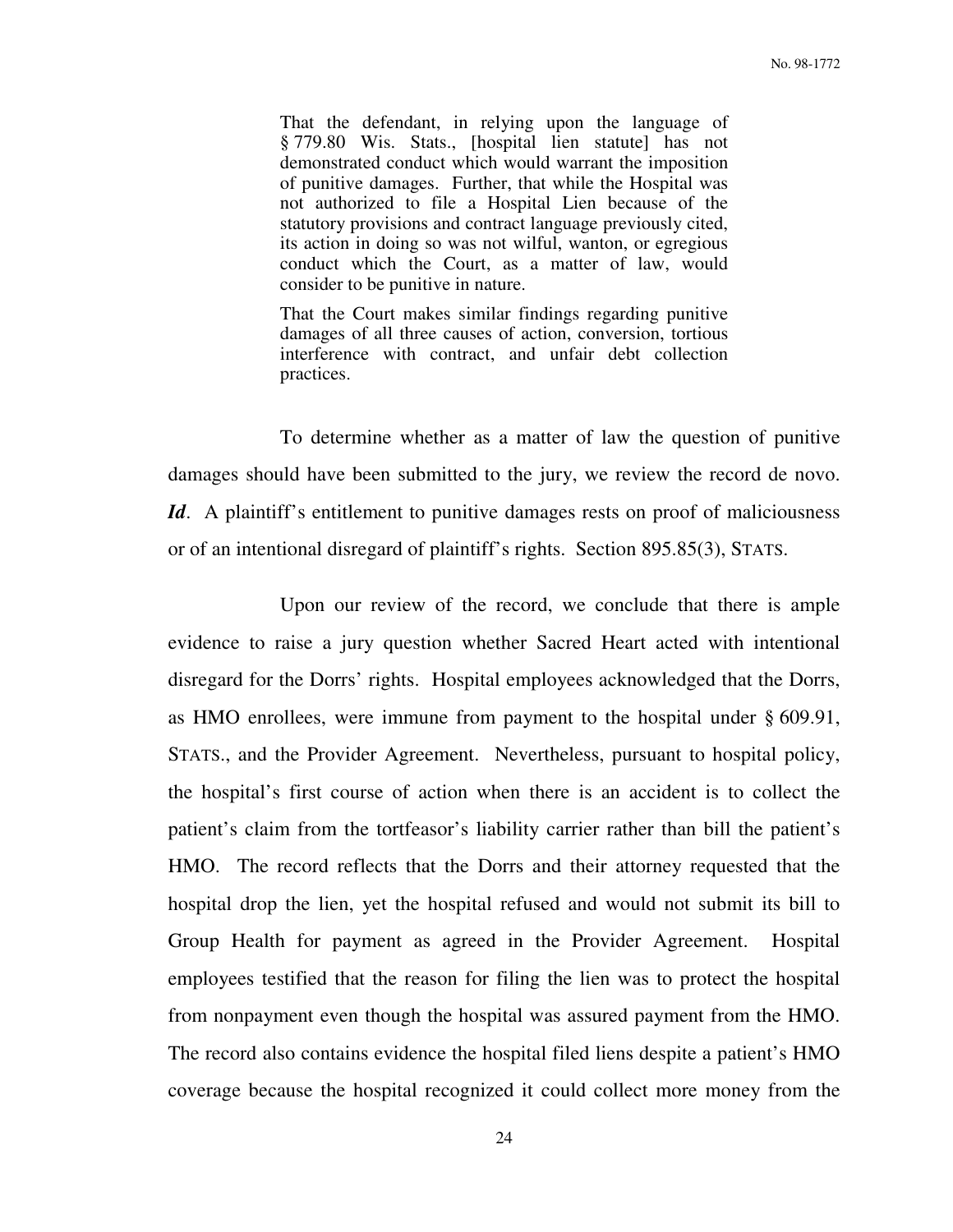> That the defendant, in relying upon the language of § 779.80 Wis. Stats., [hospital lien statute] has not demonstrated conduct which would warrant the imposition of punitive damages. Further, that while the Hospital was not authorized to file a Hospital Lien because of the statutory provisions and contract language previously cited, its action in doing so was not wilful, wanton, or egregious conduct which the Court, as a matter of law, would consider to be punitive in nature.
>
> That the Court makes similar findings regarding punitive damages of all three causes of action, conversion, tortious interference with contract, and unfair debt collection practices.

To determine whether as a matter of law the question of punitive damages should have been submitted to the jury, we review the record de novo. ***Id***. A plaintiff's entitlement to punitive damages rests on proof of maliciousness or of an intentional disregard of plaintiff's rights. Section 895.85(3), STATS.

Upon our review of the record, we conclude that there is ample evidence to raise a jury question whether Sacred Heart acted with intentional disregard for the Dorrs' rights. Hospital employees acknowledged that the Dorrs, as HMO enrollees, were immune from payment to the hospital under § 609.91, STATS., and the Provider Agreement. Nevertheless, pursuant to hospital policy, the hospital's first course of action when there is an accident is to collect the patient's claim from the tortfeasor's liability carrier rather than bill the patient's HMO. The record reflects that the Dorrs and their attorney requested that the hospital drop the lien, yet the hospital refused and would not submit its bill to Group Health for payment as agreed in the Provider Agreement. Hospital employees testified that the reason for filing the lien was to protect the hospital from nonpayment even though the hospital was assured payment from the HMO. The record also contains evidence the hospital filed liens despite a patient's HMO coverage because the hospital recognized it could collect more money from the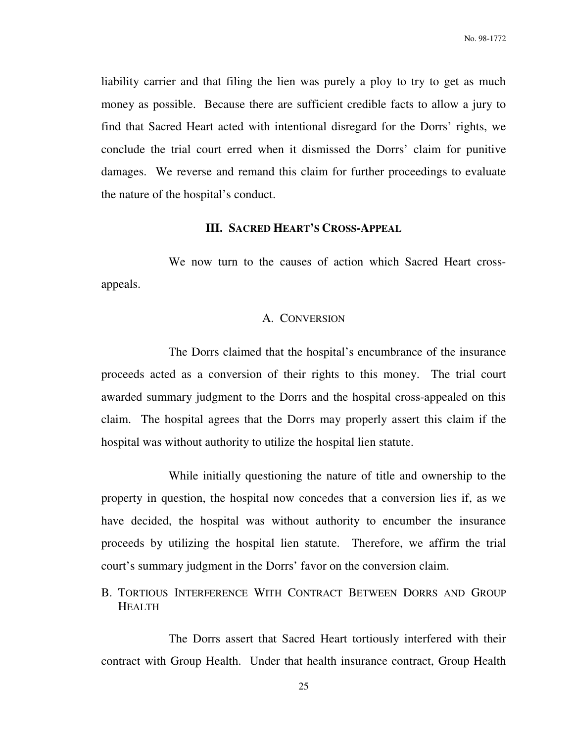liability carrier and that filing the lien was purely a ploy to try to get as much money as possible. Because there are sufficient credible facts to allow a jury to find that Sacred Heart acted with intentional disregard for the Dorrs' rights, we conclude the trial court erred when it dismissed the Dorrs' claim for punitive damages. We reverse and remand this claim for further proceedings to evaluate the nature of the hospital's conduct.

## III. SACRED HEART'S CROSS-APPEAL

We now turn to the causes of action which Sacred Heart cross-appeals.

### A. CONVERSION

The Dorrs claimed that the hospital's encumbrance of the insurance proceeds acted as a conversion of their rights to this money. The trial court awarded summary judgment to the Dorrs and the hospital cross-appealed on this claim. The hospital agrees that the Dorrs may properly assert this claim if the hospital was without authority to utilize the hospital lien statute.

While initially questioning the nature of title and ownership to the property in question, the hospital now concedes that a conversion lies if, as we have decided, the hospital was without authority to encumber the insurance proceeds by utilizing the hospital lien statute. Therefore, we affirm the trial court's summary judgment in the Dorrs' favor on the conversion claim.

### B. TORTIOUS INTERFERENCE WITH CONTRACT BETWEEN DORRS AND GROUP HEALTH

The Dorrs assert that Sacred Heart tortiously interfered with their contract with Group Health. Under that health insurance contract, Group Health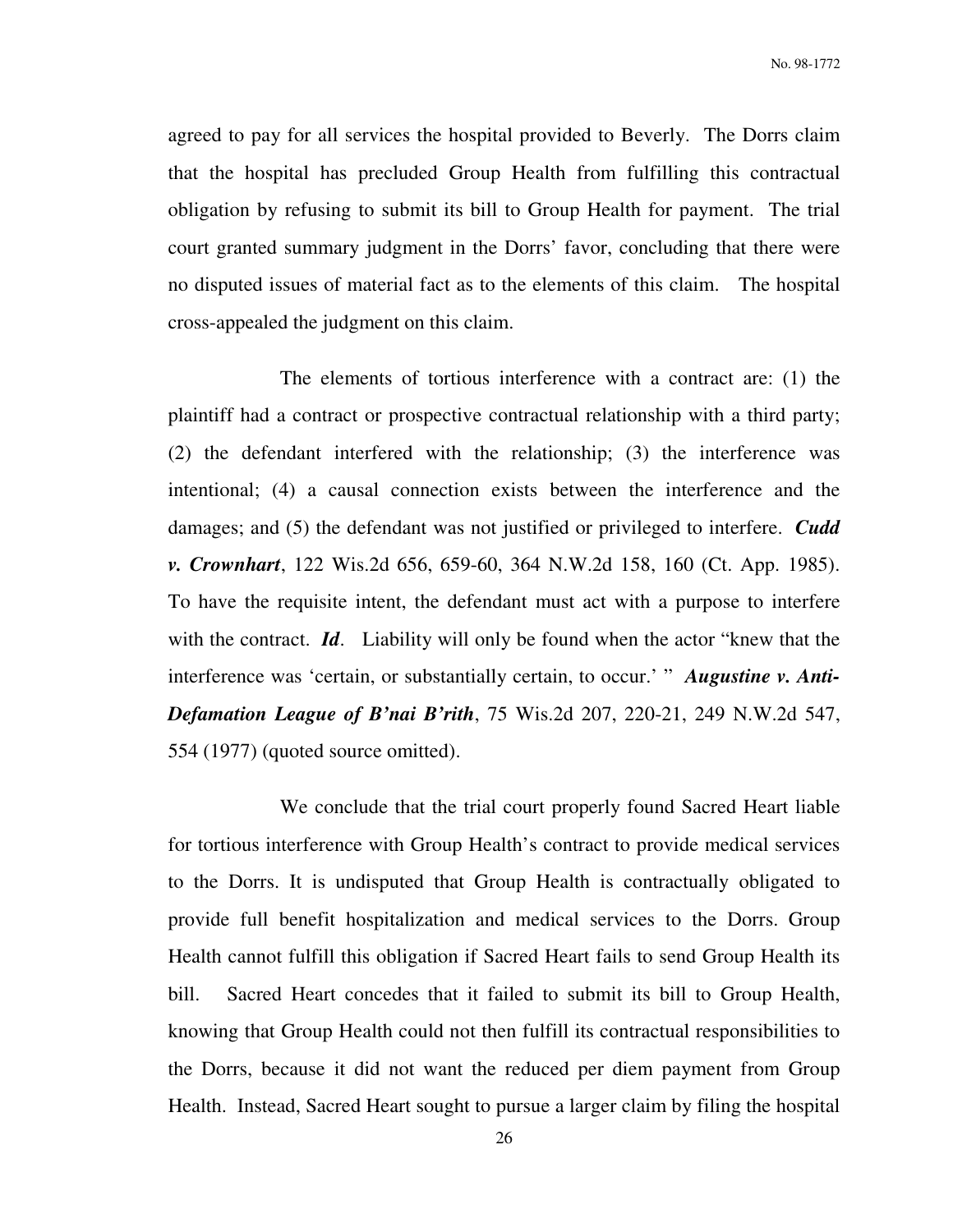agreed to pay for all services the hospital provided to Beverly. The Dorrs claim that the hospital has precluded Group Health from fulfilling this contractual obligation by refusing to submit its bill to Group Health for payment. The trial court granted summary judgment in the Dorrs' favor, concluding that there were no disputed issues of material fact as to the elements of this claim. The hospital cross-appealed the judgment on this claim.

The elements of tortious interference with a contract are: (1) the plaintiff had a contract or prospective contractual relationship with a third party; (2) the defendant interfered with the relationship; (3) the interference was intentional; (4) a causal connection exists between the interference and the damages; and (5) the defendant was not justified or privileged to interfere. ***Cudd v. Crownhart***, 122 Wis.2d 656, 659-60, 364 N.W.2d 158, 160 (Ct. App. 1985). To have the requisite intent, the defendant must act with a purpose to interfere with the contract. ***Id***. Liability will only be found when the actor "knew that the interference was 'certain, or substantially certain, to occur.' " ***Augustine v. Anti-Defamation League of B'nai B'rith***, 75 Wis.2d 207, 220-21, 249 N.W.2d 547, 554 (1977) (quoted source omitted).

We conclude that the trial court properly found Sacred Heart liable for tortious interference with Group Health's contract to provide medical services to the Dorrs. It is undisputed that Group Health is contractually obligated to provide full benefit hospitalization and medical services to the Dorrs. Group Health cannot fulfill this obligation if Sacred Heart fails to send Group Health its bill. Sacred Heart concedes that it failed to submit its bill to Group Health, knowing that Group Health could not then fulfill its contractual responsibilities to the Dorrs, because it did not want the reduced per diem payment from Group Health. Instead, Sacred Heart sought to pursue a larger claim by filing the hospital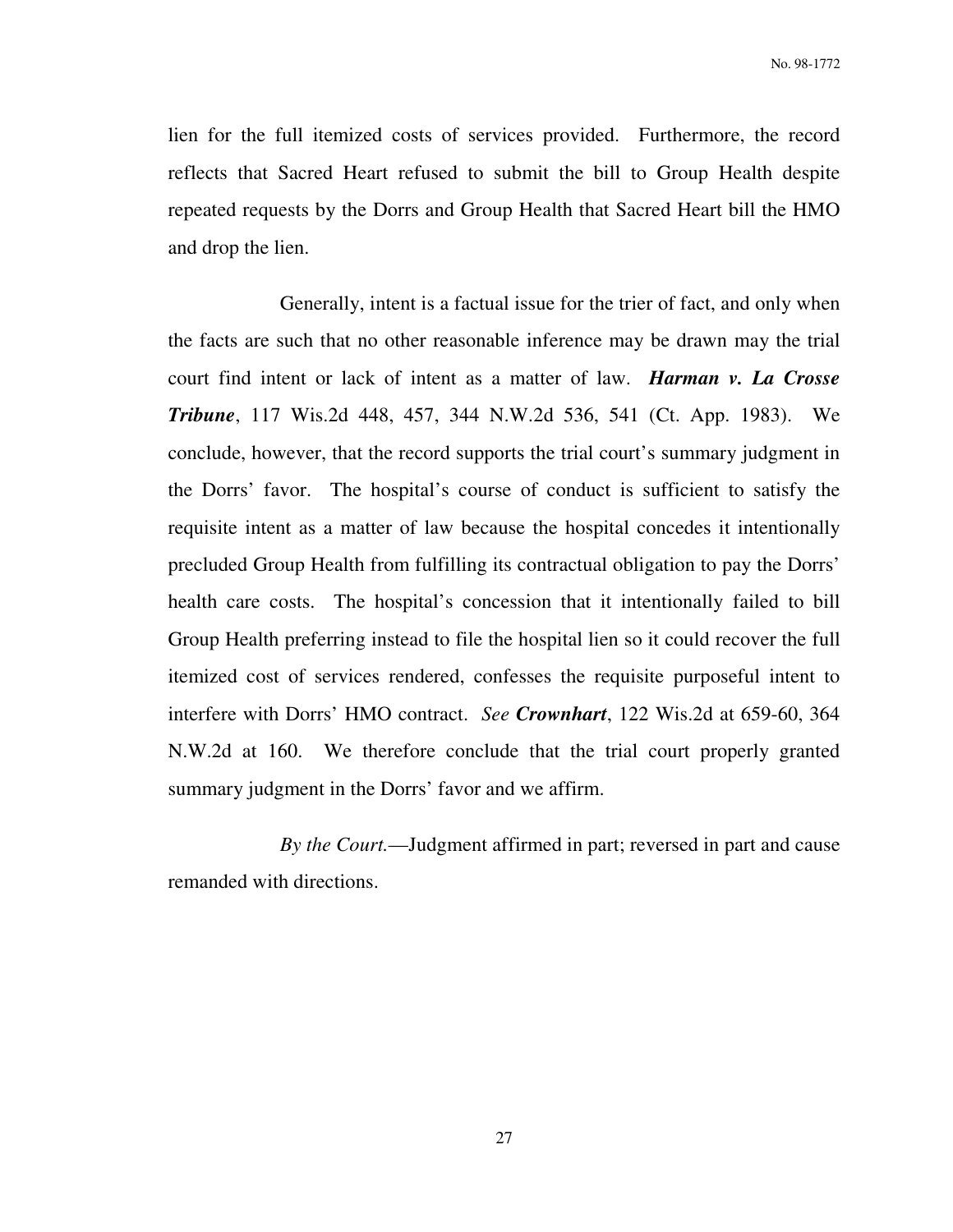lien for the full itemized costs of services provided. Furthermore, the record reflects that Sacred Heart refused to submit the bill to Group Health despite repeated requests by the Dorrs and Group Health that Sacred Heart bill the HMO and drop the lien.

Generally, intent is a factual issue for the trier of fact, and only when the facts are such that no other reasonable inference may be drawn may the trial court find intent or lack of intent as a matter of law. ***Harman v. La Crosse Tribune***, 117 Wis.2d 448, 457, 344 N.W.2d 536, 541 (Ct. App. 1983). We conclude, however, that the record supports the trial court's summary judgment in the Dorrs' favor. The hospital's course of conduct is sufficient to satisfy the requisite intent as a matter of law because the hospital concedes it intentionally precluded Group Health from fulfilling its contractual obligation to pay the Dorrs' health care costs. The hospital's concession that it intentionally failed to bill Group Health preferring instead to file the hospital lien so it could recover the full itemized cost of services rendered, confesses the requisite purposeful intent to interfere with Dorrs' HMO contract. *See* ***Crownhart***, 122 Wis.2d at 659-60, 364 N.W.2d at 160. We therefore conclude that the trial court properly granted summary judgment in the Dorrs' favor and we affirm.

*By the Court.*—Judgment affirmed in part; reversed in part and cause remanded with directions.